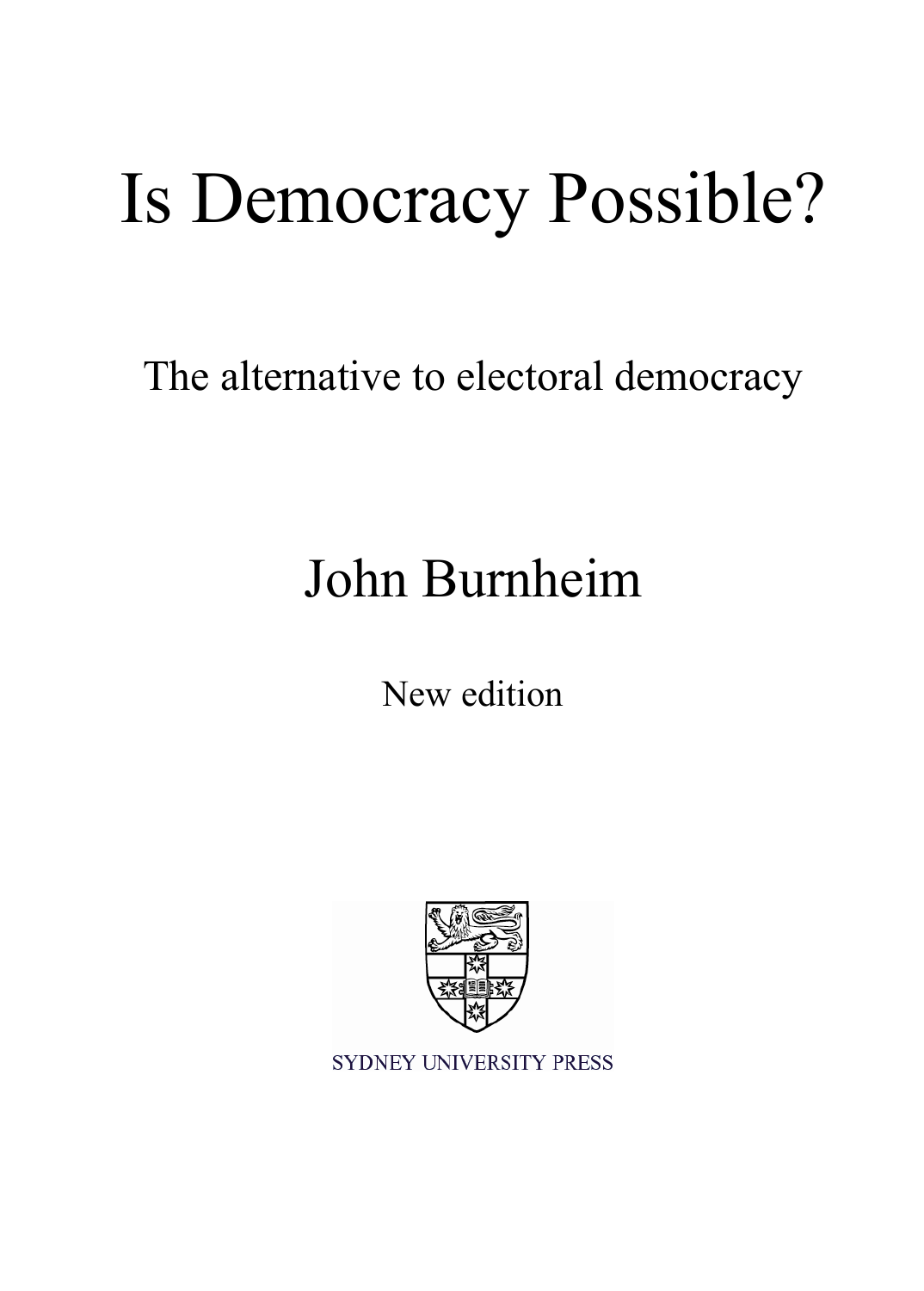# Is Democracy Possible?

## The alternative to electoral democracy

John Burnheim

New edition

SYDNEY UNIVERSITY PRESS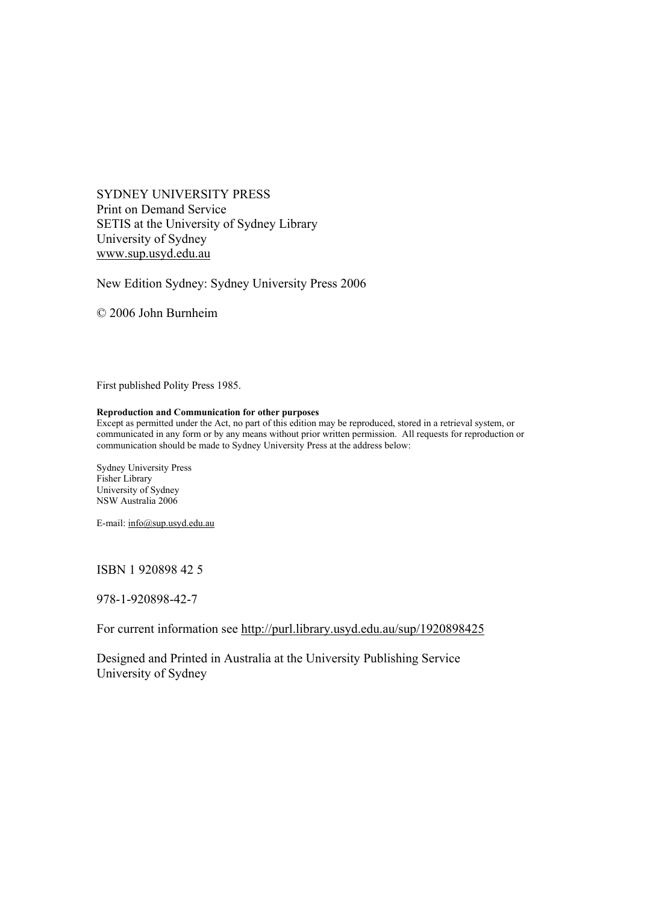SYDNEY UNIVERSITY PRESS
Print on Demand Service
SETIS at the University of Sydney Library
University of Sydney
www.sup.usyd.edu.au

New Edition Sydney: Sydney University Press 2006

© 2006 John Burnheim

First published Polity Press 1985.

**Reproduction and Communication for other purposes**
Except as permitted under the Act, no part of this edition may be reproduced, stored in a retrieval system, or communicated in any form or by any means without prior written permission. All requests for reproduction or communication should be made to Sydney University Press at the address below:

Sydney University Press
Fisher Library
University of Sydney
NSW Australia 2006

E-mail: info@sup.usyd.edu.au

ISBN 1 920898 42 5

978-1-920898-42-7

For current information see http://purl.library.usyd.edu.au/sup/1920898425

Designed and Printed in Australia at the University Publishing Service
University of Sydney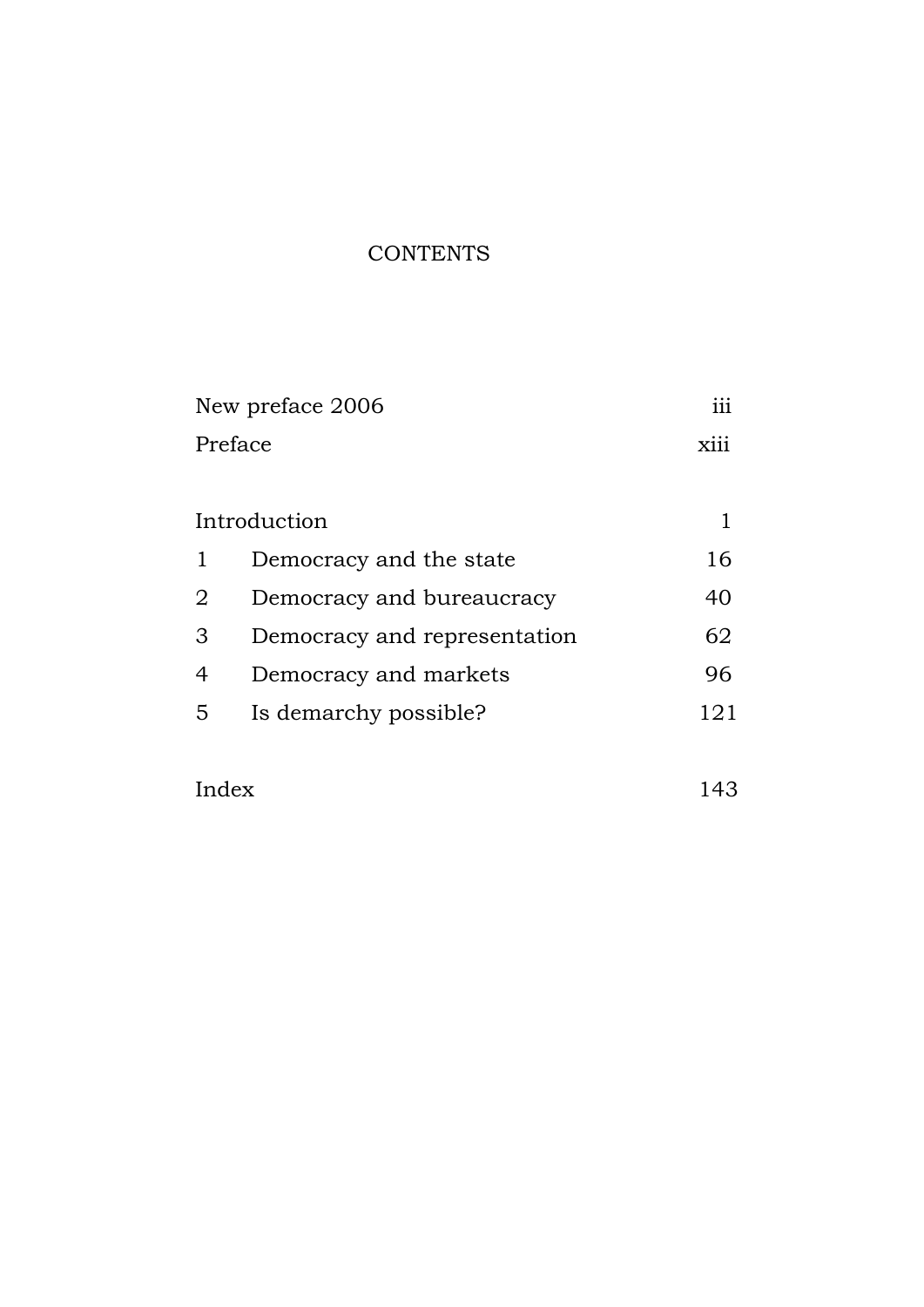# CONTENTS

| | | |
|---|---|---|
| New preface 2006 | | iii |
| Preface | | xiii |
| Introduction | | 1 |
| 1 | Democracy and the state | 16 |
| 2 | Democracy and bureaucracy | 40 |
| 3 | Democracy and representation | 62 |
| 4 | Democracy and markets | 96 |
| 5 | Is demarchy possible? | 121 |
| Index | | 143 |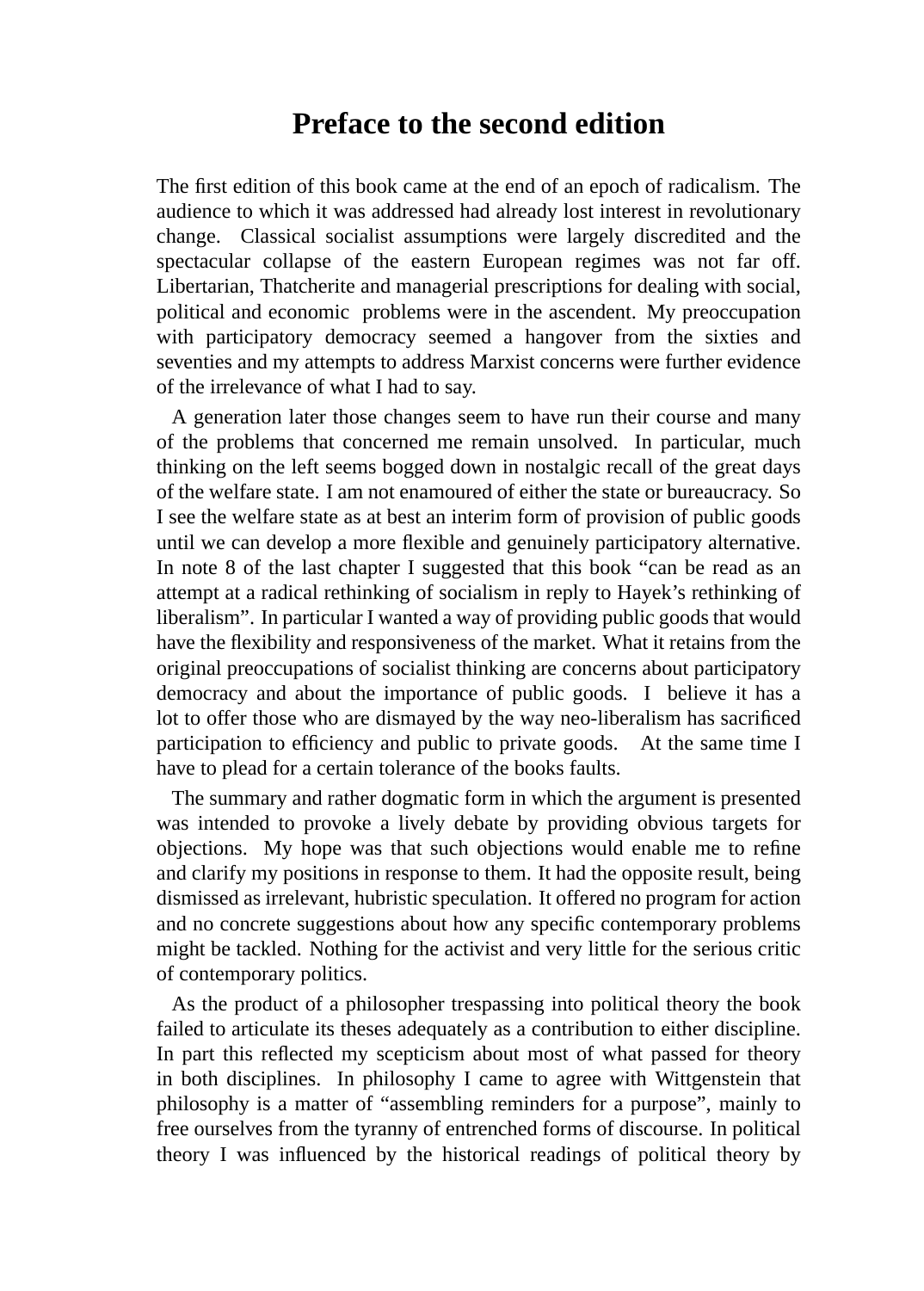# Preface to the second edition

The first edition of this book came at the end of an epoch of radicalism. The audience to which it was addressed had already lost interest in revolutionary change. Classical socialist assumptions were largely discredited and the spectacular collapse of the eastern European regimes was not far off. Libertarian, Thatcherite and managerial prescriptions for dealing with social, political and economic problems were in the ascendent. My preoccupation with participatory democracy seemed a hangover from the sixties and seventies and my attempts to address Marxist concerns were further evidence of the irrelevance of what I had to say.

A generation later those changes seem to have run their course and many of the problems that concerned me remain unsolved. In particular, much thinking on the left seems bogged down in nostalgic recall of the great days of the welfare state. I am not enamoured of either the state or bureaucracy. So I see the welfare state as at best an interim form of provision of public goods until we can develop a more flexible and genuinely participatory alternative. In note 8 of the last chapter I suggested that this book "can be read as an attempt at a radical rethinking of socialism in reply to Hayek's rethinking of liberalism". In particular I wanted a way of providing public goods that would have the flexibility and responsiveness of the market. What it retains from the original preoccupations of socialist thinking are concerns about participatory democracy and about the importance of public goods. I believe it has a lot to offer those who are dismayed by the way neo-liberalism has sacrificed participation to efficiency and public to private goods. At the same time I have to plead for a certain tolerance of the books faults.

The summary and rather dogmatic form in which the argument is presented was intended to provoke a lively debate by providing obvious targets for objections. My hope was that such objections would enable me to refine and clarify my positions in response to them. It had the opposite result, being dismissed as irrelevant, hubristic speculation. It offered no program for action and no concrete suggestions about how any specific contemporary problems might be tackled. Nothing for the activist and very little for the serious critic of contemporary politics.

As the product of a philosopher trespassing into political theory the book failed to articulate its theses adequately as a contribution to either discipline. In part this reflected my scepticism about most of what passed for theory in both disciplines. In philosophy I came to agree with Wittgenstein that philosophy is a matter of "assembling reminders for a purpose", mainly to free ourselves from the tyranny of entrenched forms of discourse. In political theory I was influenced by the historical readings of political theory by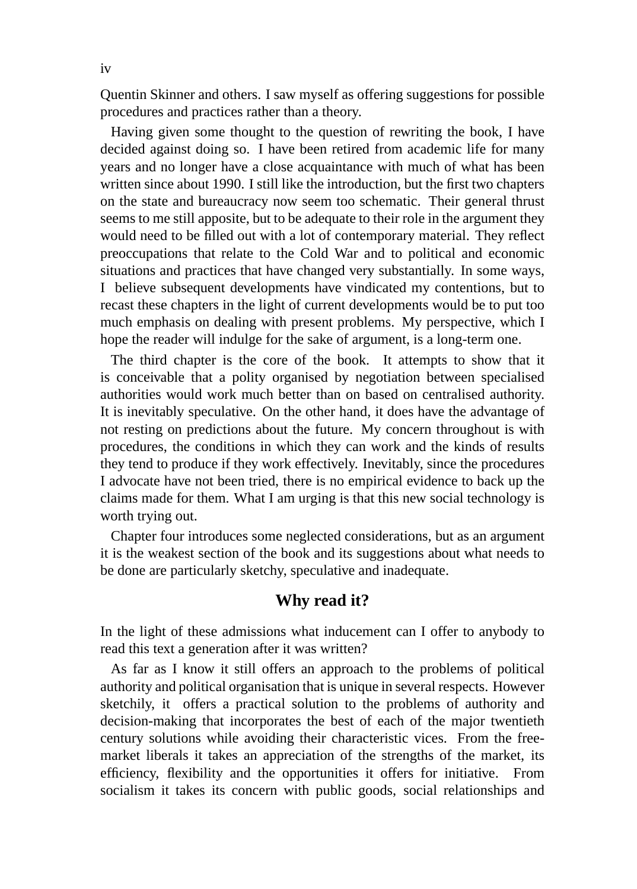Quentin Skinner and others. I saw myself as offering suggestions for possible procedures and practices rather than a theory.

Having given some thought to the question of rewriting the book, I have decided against doing so. I have been retired from academic life for many years and no longer have a close acquaintance with much of what has been written since about 1990. I still like the introduction, but the first two chapters on the state and bureaucracy now seem too schematic. Their general thrust seems to me still apposite, but to be adequate to their role in the argument they would need to be filled out with a lot of contemporary material. They reflect preoccupations that relate to the Cold War and to political and economic situations and practices that have changed very substantially. In some ways, I believe subsequent developments have vindicated my contentions, but to recast these chapters in the light of current developments would be to put too much emphasis on dealing with present problems. My perspective, which I hope the reader will indulge for the sake of argument, is a long-term one.

The third chapter is the core of the book. It attempts to show that it is conceivable that a polity organised by negotiation between specialised authorities would work much better than on based on centralised authority. It is inevitably speculative. On the other hand, it does have the advantage of not resting on predictions about the future. My concern throughout is with procedures, the conditions in which they can work and the kinds of results they tend to produce if they work effectively. Inevitably, since the procedures I advocate have not been tried, there is no empirical evidence to back up the claims made for them. What I am urging is that this new social technology is worth trying out.

Chapter four introduces some neglected considerations, but as an argument it is the weakest section of the book and its suggestions about what needs to be done are particularly sketchy, speculative and inadequate.

## Why read it?

In the light of these admissions what inducement can I offer to anybody to read this text a generation after it was written?

As far as I know it still offers an approach to the problems of political authority and political organisation that is unique in several respects. However sketchily, it offers a practical solution to the problems of authority and decision-making that incorporates the best of each of the major twentieth century solutions while avoiding their characteristic vices. From the free-market liberals it takes an appreciation of the strengths of the market, its efficiency, flexibility and the opportunities it offers for initiative. From socialism it takes its concern with public goods, social relationships and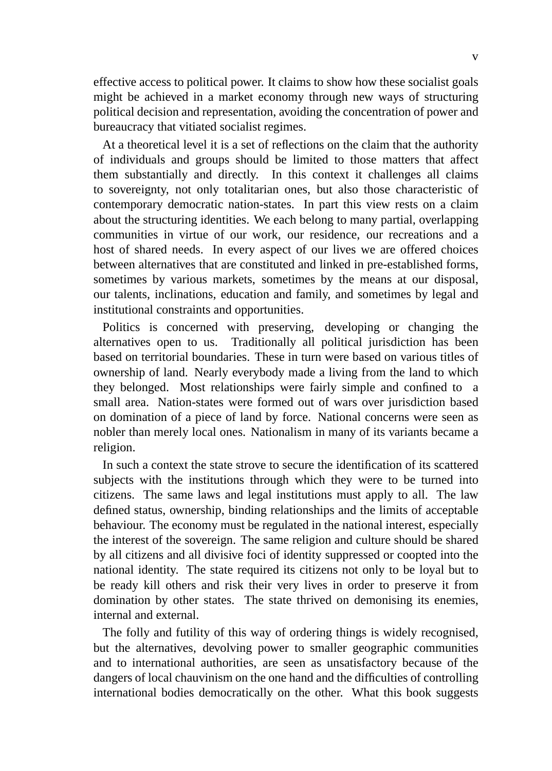effective access to political power. It claims to show how these socialist goals might be achieved in a market economy through new ways of structuring political decision and representation, avoiding the concentration of power and bureaucracy that vitiated socialist regimes.

At a theoretical level it is a set of reflections on the claim that the authority of individuals and groups should be limited to those matters that affect them substantially and directly. In this context it challenges all claims to sovereignty, not only totalitarian ones, but also those characteristic of contemporary democratic nation-states. In part this view rests on a claim about the structuring identities. We each belong to many partial, overlapping communities in virtue of our work, our residence, our recreations and a host of shared needs. In every aspect of our lives we are offered choices between alternatives that are constituted and linked in pre-established forms, sometimes by various markets, sometimes by the means at our disposal, our talents, inclinations, education and family, and sometimes by legal and institutional constraints and opportunities.

Politics is concerned with preserving, developing or changing the alternatives open to us. Traditionally all political jurisdiction has been based on territorial boundaries. These in turn were based on various titles of ownership of land. Nearly everybody made a living from the land to which they belonged. Most relationships were fairly simple and confined to a small area. Nation-states were formed out of wars over jurisdiction based on domination of a piece of land by force. National concerns were seen as nobler than merely local ones. Nationalism in many of its variants became a religion.

In such a context the state strove to secure the identification of its scattered subjects with the institutions through which they were to be turned into citizens. The same laws and legal institutions must apply to all. The law defined status, ownership, binding relationships and the limits of acceptable behaviour. The economy must be regulated in the national interest, especially the interest of the sovereign. The same religion and culture should be shared by all citizens and all divisive foci of identity suppressed or coopted into the national identity. The state required its citizens not only to be loyal but to be ready kill others and risk their very lives in order to preserve it from domination by other states. The state thrived on demonising its enemies, internal and external.

The folly and futility of this way of ordering things is widely recognised, but the alternatives, devolving power to smaller geographic communities and to international authorities, are seen as unsatisfactory because of the dangers of local chauvinism on the one hand and the difficulties of controlling international bodies democratically on the other. What this book suggests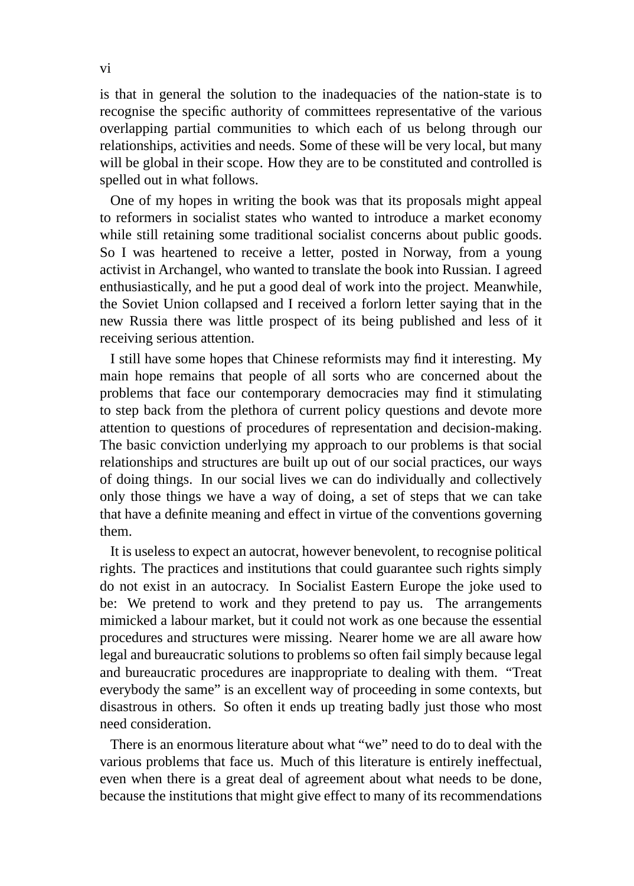is that in general the solution to the inadequacies of the nation-state is to recognise the specific authority of committees representative of the various overlapping partial communities to which each of us belong through our relationships, activities and needs. Some of these will be very local, but many will be global in their scope. How they are to be constituted and controlled is spelled out in what follows.

One of my hopes in writing the book was that its proposals might appeal to reformers in socialist states who wanted to introduce a market economy while still retaining some traditional socialist concerns about public goods. So I was heartened to receive a letter, posted in Norway, from a young activist in Archangel, who wanted to translate the book into Russian. I agreed enthusiastically, and he put a good deal of work into the project. Meanwhile, the Soviet Union collapsed and I received a forlorn letter saying that in the new Russia there was little prospect of its being published and less of it receiving serious attention.

I still have some hopes that Chinese reformists may find it interesting. My main hope remains that people of all sorts who are concerned about the problems that face our contemporary democracies may find it stimulating to step back from the plethora of current policy questions and devote more attention to questions of procedures of representation and decision-making. The basic conviction underlying my approach to our problems is that social relationships and structures are built up out of our social practices, our ways of doing things. In our social lives we can do individually and collectively only those things we have a way of doing, a set of steps that we can take that have a definite meaning and effect in virtue of the conventions governing them.

It is useless to expect an autocrat, however benevolent, to recognise political rights. The practices and institutions that could guarantee such rights simply do not exist in an autocracy. In Socialist Eastern Europe the joke used to be: We pretend to work and they pretend to pay us. The arrangements mimicked a labour market, but it could not work as one because the essential procedures and structures were missing. Nearer home we are all aware how legal and bureaucratic solutions to problems so often fail simply because legal and bureaucratic procedures are inappropriate to dealing with them. "Treat everybody the same" is an excellent way of proceeding in some contexts, but disastrous in others. So often it ends up treating badly just those who most need consideration.

There is an enormous literature about what "we" need to do to deal with the various problems that face us. Much of this literature is entirely ineffectual, even when there is a great deal of agreement about what needs to be done, because the institutions that might give effect to many of its recommendations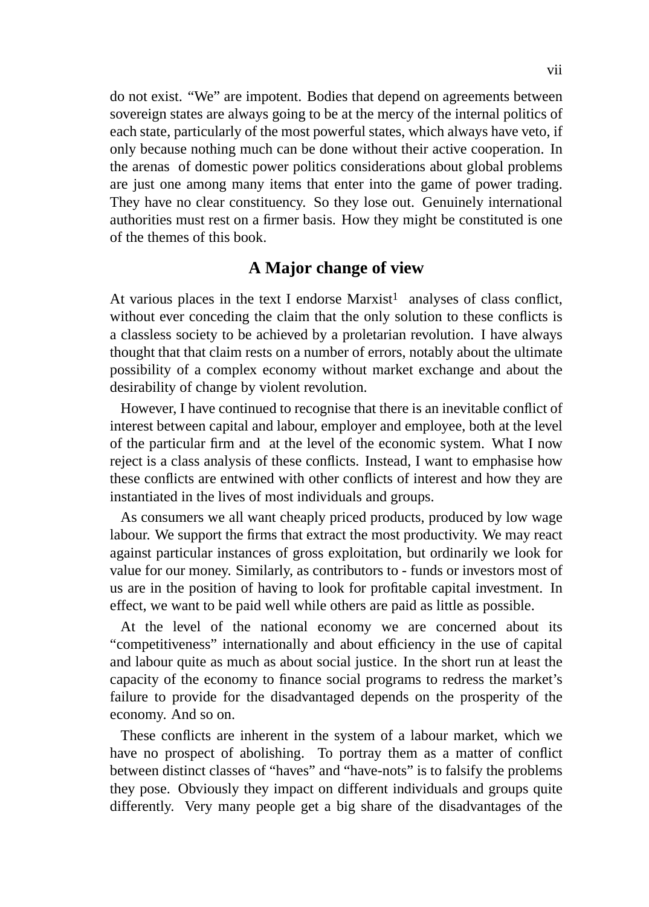do not exist. “We” are impotent. Bodies that depend on agreements between sovereign states are always going to be at the mercy of the internal politics of each state, particularly of the most powerful states, which always have veto, if only because nothing much can be done without their active cooperation. In the arenas of domestic power politics considerations about global problems are just one among many items that enter into the game of power trading. They have no clear constituency. So they lose out. Genuinely international authorities must rest on a firmer basis. How they might be constituted is one of the themes of this book.

## A Major change of view

At various places in the text I endorse Marxist[1] analyses of class conflict, without ever conceding the claim that the only solution to these conflicts is a classless society to be achieved by a proletarian revolution. I have always thought that that claim rests on a number of errors, notably about the ultimate possibility of a complex economy without market exchange and about the desirability of change by violent revolution.

However, I have continued to recognise that there is an inevitable conflict of interest between capital and labour, employer and employee, both at the level of the particular firm and at the level of the economic system. What I now reject is a class analysis of these conflicts. Instead, I want to emphasise how these conflicts are entwined with other conflicts of interest and how they are instantiated in the lives of most individuals and groups.

As consumers we all want cheaply priced products, produced by low wage labour. We support the firms that extract the most productivity. We may react against particular instances of gross exploitation, but ordinarily we look for value for our money. Similarly, as contributors to - funds or investors most of us are in the position of having to look for profitable capital investment. In effect, we want to be paid well while others are paid as little as possible.

At the level of the national economy we are concerned about its “competitiveness” internationally and about efficiency in the use of capital and labour quite as much as about social justice. In the short run at least the capacity of the economy to finance social programs to redress the market’s failure to provide for the disadvantaged depends on the prosperity of the economy. And so on.

These conflicts are inherent in the system of a labour market, which we have no prospect of abolishing. To portray them as a matter of conflict between distinct classes of “haves” and “have-nots” is to falsify the problems they pose. Obviously they impact on different individuals and groups quite differently. Very many people get a big share of the disadvantages of the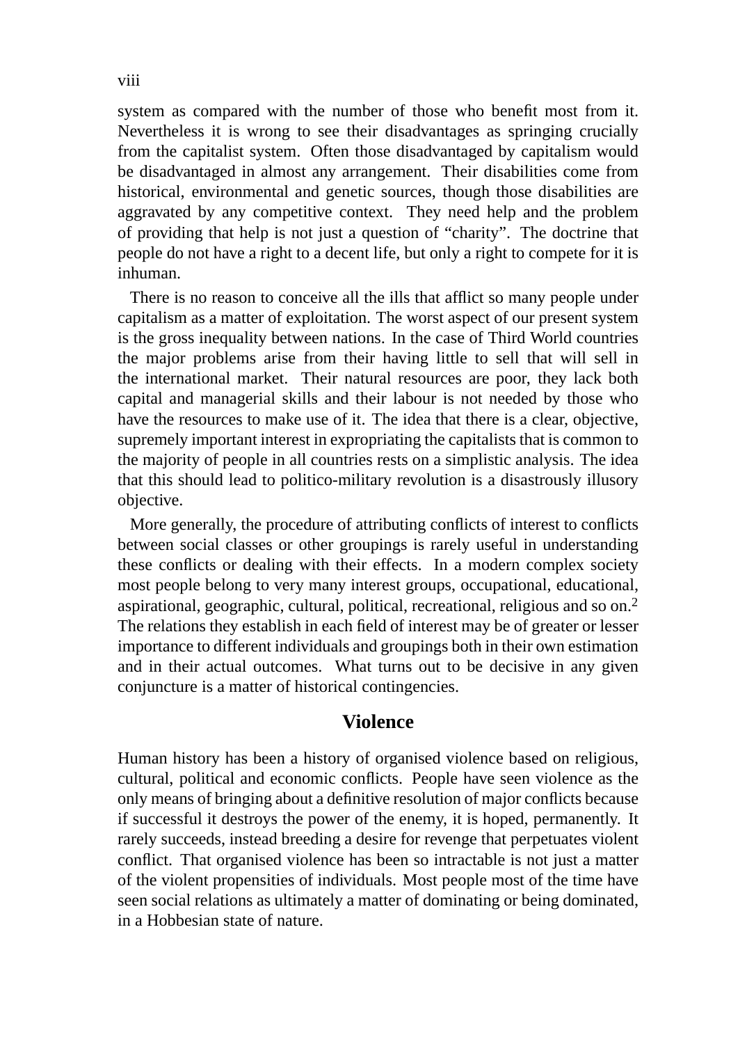system as compared with the number of those who benefit most from it. Nevertheless it is wrong to see their disadvantages as springing crucially from the capitalist system. Often those disadvantaged by capitalism would be disadvantaged in almost any arrangement. Their disabilities come from historical, environmental and genetic sources, though those disabilities are aggravated by any competitive context. They need help and the problem of providing that help is not just a question of "charity". The doctrine that people do not have a right to a decent life, but only a right to compete for it is inhuman.

There is no reason to conceive all the ills that afflict so many people under capitalism as a matter of exploitation. The worst aspect of our present system is the gross inequality between nations. In the case of Third World countries the major problems arise from their having little to sell that will sell in the international market. Their natural resources are poor, they lack both capital and managerial skills and their labour is not needed by those who have the resources to make use of it. The idea that there is a clear, objective, supremely important interest in expropriating the capitalists that is common to the majority of people in all countries rests on a simplistic analysis. The idea that this should lead to politico-military revolution is a disastrously illusory objective.

More generally, the procedure of attributing conflicts of interest to conflicts between social classes or other groupings is rarely useful in understanding these conflicts or dealing with their effects. In a modern complex society most people belong to very many interest groups, occupational, educational, aspirational, geographic, cultural, political, recreational, religious and so on.[2] The relations they establish in each field of interest may be of greater or lesser importance to different individuals and groupings both in their own estimation and in their actual outcomes. What turns out to be decisive in any given conjuncture is a matter of historical contingencies.

## Violence

Human history has been a history of organised violence based on religious, cultural, political and economic conflicts. People have seen violence as the only means of bringing about a definitive resolution of major conflicts because if successful it destroys the power of the enemy, it is hoped, permanently. It rarely succeeds, instead breeding a desire for revenge that perpetuates violent conflict. That organised violence has been so intractable is not just a matter of the violent propensities of individuals. Most people most of the time have seen social relations as ultimately a matter of dominating or being dominated, in a Hobbesian state of nature.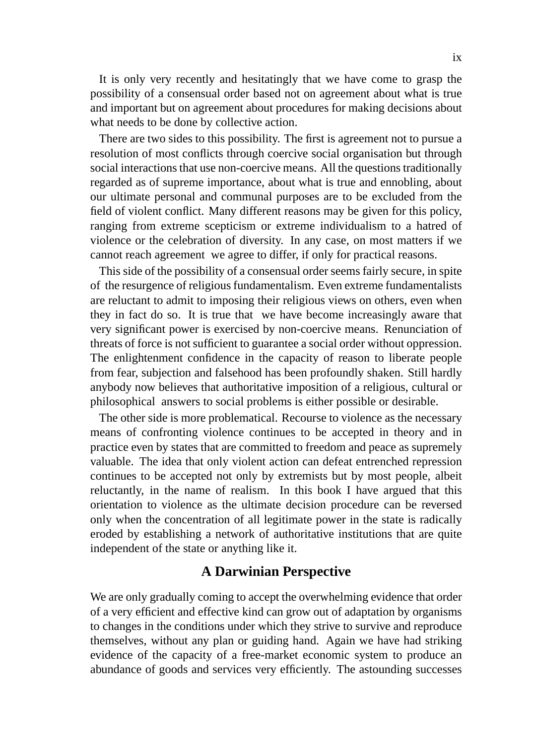It is only very recently and hesitatingly that we have come to grasp the possibility of a consensual order based not on agreement about what is true and important but on agreement about procedures for making decisions about what needs to be done by collective action.

There are two sides to this possibility. The first is agreement not to pursue a resolution of most conflicts through coercive social organisation but through social interactions that use non-coercive means. All the questions traditionally regarded as of supreme importance, about what is true and ennobling, about our ultimate personal and communal purposes are to be excluded from the field of violent conflict. Many different reasons may be given for this policy, ranging from extreme scepticism or extreme individualism to a hatred of violence or the celebration of diversity. In any case, on most matters if we cannot reach agreement we agree to differ, if only for practical reasons.

This side of the possibility of a consensual order seems fairly secure, in spite of the resurgence of religious fundamentalism. Even extreme fundamentalists are reluctant to admit to imposing their religious views on others, even when they in fact do so. It is true that we have become increasingly aware that very significant power is exercised by non-coercive means. Renunciation of threats of force is not sufficient to guarantee a social order without oppression. The enlightenment confidence in the capacity of reason to liberate people from fear, subjection and falsehood has been profoundly shaken. Still hardly anybody now believes that authoritative imposition of a religious, cultural or philosophical answers to social problems is either possible or desirable.

The other side is more problematical. Recourse to violence as the necessary means of confronting violence continues to be accepted in theory and in practice even by states that are committed to freedom and peace as supremely valuable. The idea that only violent action can defeat entrenched repression continues to be accepted not only by extremists but by most people, albeit reluctantly, in the name of realism. In this book I have argued that this orientation to violence as the ultimate decision procedure can be reversed only when the concentration of all legitimate power in the state is radically eroded by establishing a network of authoritative institutions that are quite independent of the state or anything like it.

## A Darwinian Perspective

We are only gradually coming to accept the overwhelming evidence that order of a very efficient and effective kind can grow out of adaptation by organisms to changes in the conditions under which they strive to survive and reproduce themselves, without any plan or guiding hand. Again we have had striking evidence of the capacity of a free-market economic system to produce an abundance of goods and services very efficiently. The astounding successes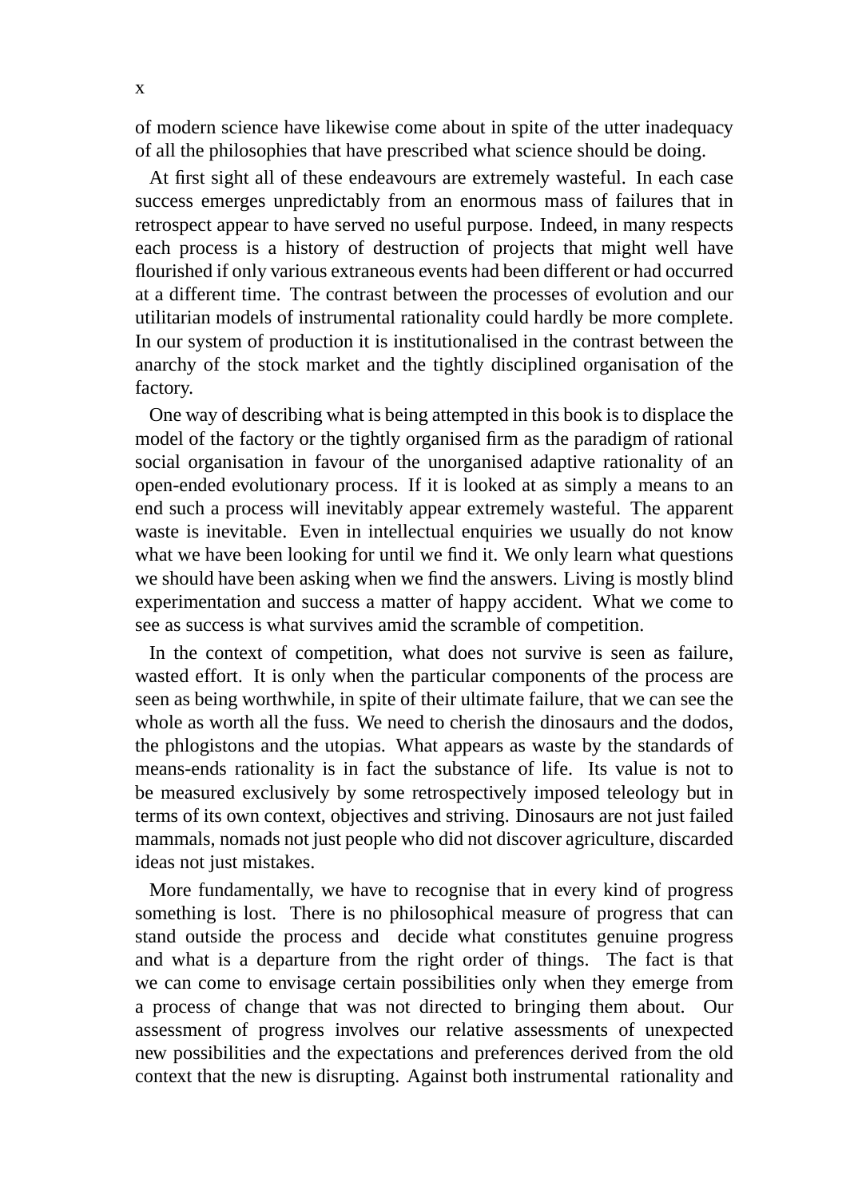of modern science have likewise come about in spite of the utter inadequacy of all the philosophies that have prescribed what science should be doing.

At first sight all of these endeavours are extremely wasteful. In each case success emerges unpredictably from an enormous mass of failures that in retrospect appear to have served no useful purpose. Indeed, in many respects each process is a history of destruction of projects that might well have flourished if only various extraneous events had been different or had occurred at a different time. The contrast between the processes of evolution and our utilitarian models of instrumental rationality could hardly be more complete. In our system of production it is institutionalised in the contrast between the anarchy of the stock market and the tightly disciplined organisation of the factory.

One way of describing what is being attempted in this book is to displace the model of the factory or the tightly organised firm as the paradigm of rational social organisation in favour of the unorganised adaptive rationality of an open-ended evolutionary process. If it is looked at as simply a means to an end such a process will inevitably appear extremely wasteful. The apparent waste is inevitable. Even in intellectual enquiries we usually do not know what we have been looking for until we find it. We only learn what questions we should have been asking when we find the answers. Living is mostly blind experimentation and success a matter of happy accident. What we come to see as success is what survives amid the scramble of competition.

In the context of competition, what does not survive is seen as failure, wasted effort. It is only when the particular components of the process are seen as being worthwhile, in spite of their ultimate failure, that we can see the whole as worth all the fuss. We need to cherish the dinosaurs and the dodos, the phlogistons and the utopias. What appears as waste by the standards of means-ends rationality is in fact the substance of life. Its value is not to be measured exclusively by some retrospectively imposed teleology but in terms of its own context, objectives and striving. Dinosaurs are not just failed mammals, nomads not just people who did not discover agriculture, discarded ideas not just mistakes.

More fundamentally, we have to recognise that in every kind of progress something is lost. There is no philosophical measure of progress that can stand outside the process and decide what constitutes genuine progress and what is a departure from the right order of things. The fact is that we can come to envisage certain possibilities only when they emerge from a process of change that was not directed to bringing them about. Our assessment of progress involves our relative assessments of unexpected new possibilities and the expectations and preferences derived from the old context that the new is disrupting. Against both instrumental rationality and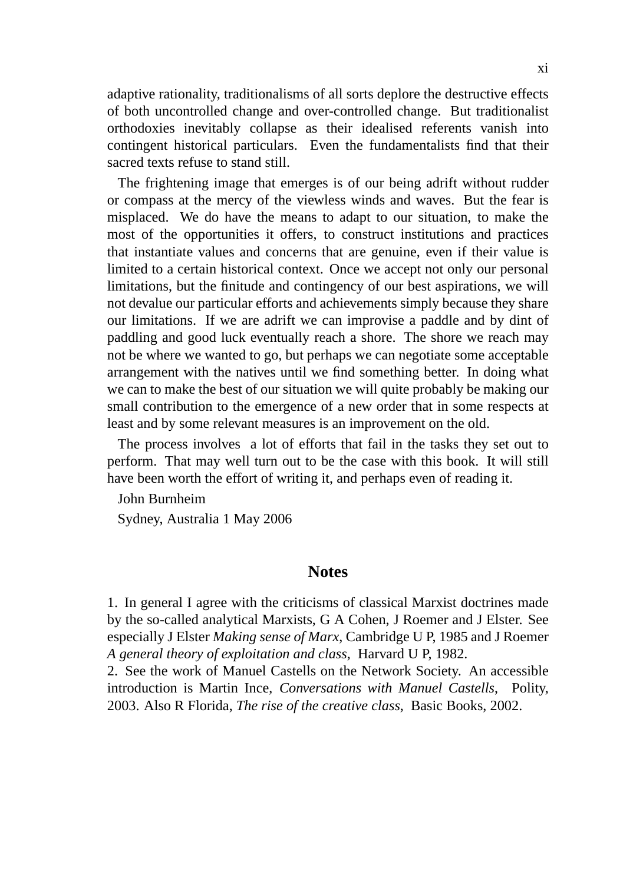adaptive rationality, traditionalisms of all sorts deplore the destructive effects of both uncontrolled change and over-controlled change. But traditionalist orthodoxies inevitably collapse as their idealised referents vanish into contingent historical particulars. Even the fundamentalists find that their sacred texts refuse to stand still.

The frightening image that emerges is of our being adrift without rudder or compass at the mercy of the viewless winds and waves. But the fear is misplaced. We do have the means to adapt to our situation, to make the most of the opportunities it offers, to construct institutions and practices that instantiate values and concerns that are genuine, even if their value is limited to a certain historical context. Once we accept not only our personal limitations, but the finitude and contingency of our best aspirations, we will not devalue our particular efforts and achievements simply because they share our limitations. If we are adrift we can improvise a paddle and by dint of paddling and good luck eventually reach a shore. The shore we reach may not be where we wanted to go, but perhaps we can negotiate some acceptable arrangement with the natives until we find something better. In doing what we can to make the best of our situation we will quite probably be making our small contribution to the emergence of a new order that in some respects at least and by some relevant measures is an improvement on the old.

The process involves a lot of efforts that fail in the tasks they set out to perform. That may well turn out to be the case with this book. It will still have been worth the effort of writing it, and perhaps even of reading it.

John Burnheim

Sydney, Australia 1 May 2006

## Notes

1. In general I agree with the criticisms of classical Marxist doctrines made by the so-called analytical Marxists, G A Cohen, J Roemer and J Elster. See especially J Elster *Making sense of Marx*, Cambridge U P, 1985 and J Roemer *A general theory of exploitation and class*, Harvard U P, 1982.
2. See the work of Manuel Castells on the Network Society. An accessible introduction is Martin Ince, *Conversations with Manuel Castells*, Polity, 2003. Also R Florida, *The rise of the creative class*, Basic Books, 2002.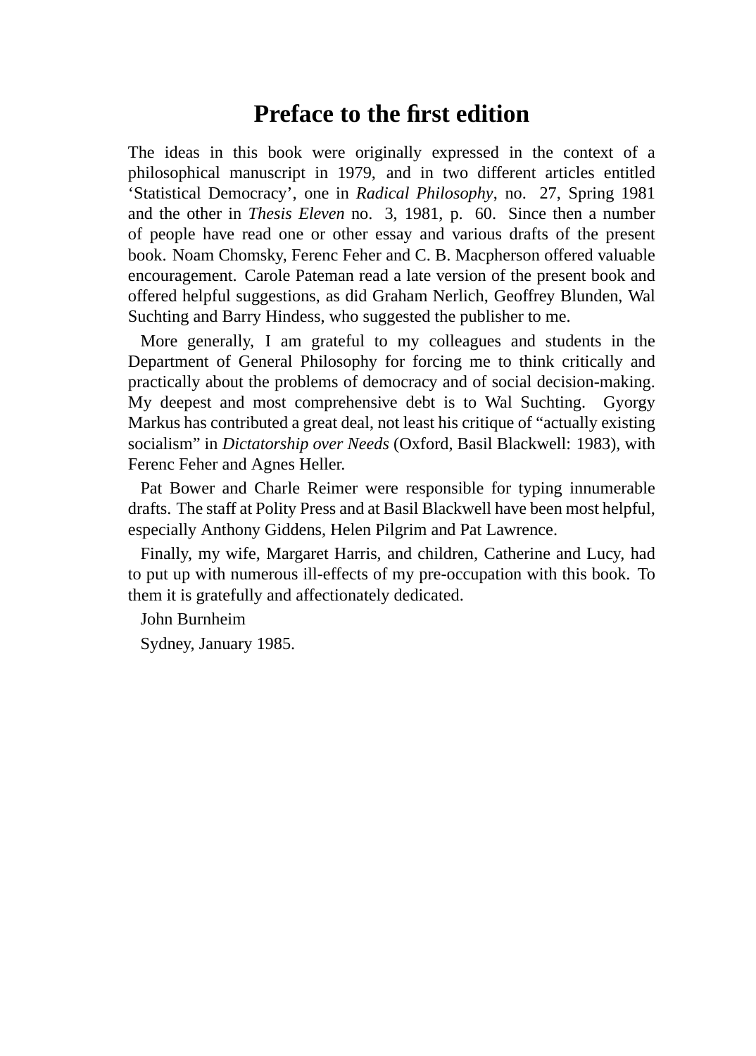# Preface to the first edition

The ideas in this book were originally expressed in the context of a philosophical manuscript in 1979, and in two different articles entitled 'Statistical Democracy', one in *Radical Philosophy*, no. 27, Spring 1981 and the other in *Thesis Eleven* no. 3, 1981, p. 60. Since then a number of people have read one or other essay and various drafts of the present book. Noam Chomsky, Ferenc Feher and C. B. Macpherson offered valuable encouragement. Carole Pateman read a late version of the present book and offered helpful suggestions, as did Graham Nerlich, Geoffrey Blunden, Wal Suchting and Barry Hindess, who suggested the publisher to me.

More generally, I am grateful to my colleagues and students in the Department of General Philosophy for forcing me to think critically and practically about the problems of democracy and of social decision-making. My deepest and most comprehensive debt is to Wal Suchting. Gyorgy Markus has contributed a great deal, not least his critique of "actually existing socialism" in *Dictatorship over Needs* (Oxford, Basil Blackwell: 1983), with Ferenc Feher and Agnes Heller.

Pat Bower and Charle Reimer were responsible for typing innumerable drafts. The staff at Polity Press and at Basil Blackwell have been most helpful, especially Anthony Giddens, Helen Pilgrim and Pat Lawrence.

Finally, my wife, Margaret Harris, and children, Catherine and Lucy, had to put up with numerous ill-effects of my pre-occupation with this book. To them it is gratefully and affectionately dedicated.

John Burnheim

Sydney, January 1985.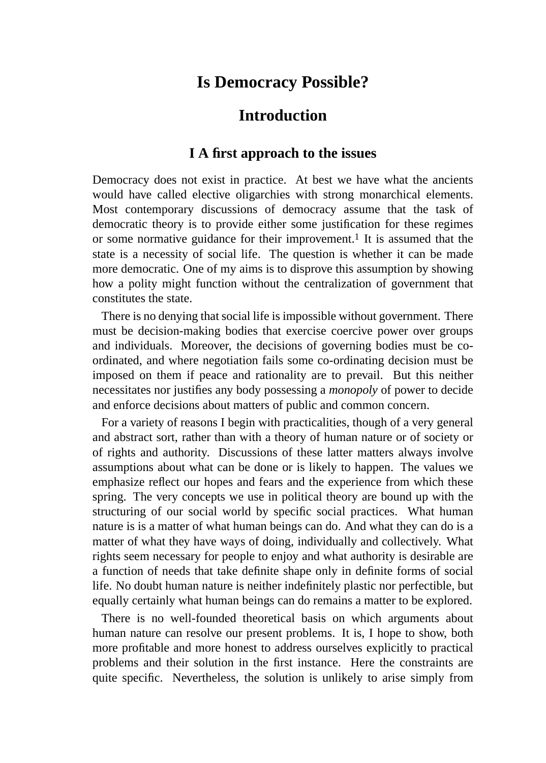# Is Democracy Possible?

## Introduction

### I A first approach to the issues

Democracy does not exist in practice. At best we have what the ancients would have called elective oligarchies with strong monarchical elements. Most contemporary discussions of democracy assume that the task of democratic theory is to provide either some justification for these regimes or some normative guidance for their improvement.[1] It is assumed that the state is a necessity of social life. The question is whether it can be made more democratic. One of my aims is to disprove this assumption by showing how a polity might function without the centralization of government that constitutes the state.

There is no denying that social life is impossible without government. There must be decision-making bodies that exercise coercive power over groups and individuals. Moreover, the decisions of governing bodies must be co-ordinated, and where negotiation fails some co-ordinating decision must be imposed on them if peace and rationality are to prevail. But this neither necessitates nor justifies any body possessing a *monopoly* of power to decide and enforce decisions about matters of public and common concern.

For a variety of reasons I begin with practicalities, though of a very general and abstract sort, rather than with a theory of human nature or of society or of rights and authority. Discussions of these latter matters always involve assumptions about what can be done or is likely to happen. The values we emphasize reflect our hopes and fears and the experience from which these spring. The very concepts we use in political theory are bound up with the structuring of our social world by specific social practices. What human nature is is a matter of what human beings can do. And what they can do is a matter of what they have ways of doing, individually and collectively. What rights seem necessary for people to enjoy and what authority is desirable are a function of needs that take definite shape only in definite forms of social life. No doubt human nature is neither indefinitely plastic nor perfectible, but equally certainly what human beings can do remains a matter to be explored.

There is no well-founded theoretical basis on which arguments about human nature can resolve our present problems. It is, I hope to show, both more profitable and more honest to address ourselves explicitly to practical problems and their solution in the first instance. Here the constraints are quite specific. Nevertheless, the solution is unlikely to arise simply from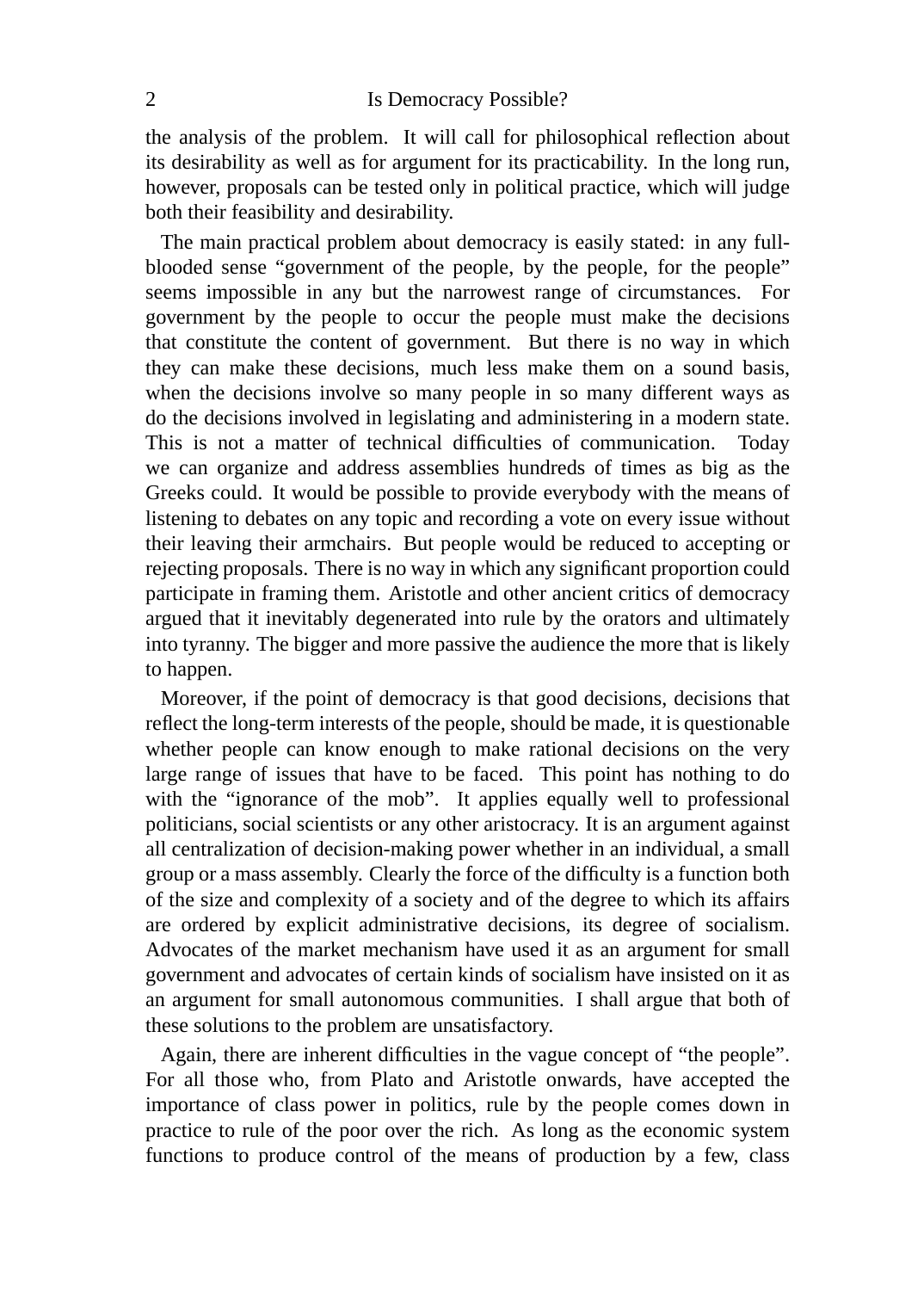the analysis of the problem. It will call for philosophical reflection about its desirability as well as for argument for its practicability. In the long run, however, proposals can be tested only in political practice, which will judge both their feasibility and desirability.

The main practical problem about democracy is easily stated: in any full-blooded sense "government of the people, by the people, for the people" seems impossible in any but the narrowest range of circumstances. For government by the people to occur the people must make the decisions that constitute the content of government. But there is no way in which they can make these decisions, much less make them on a sound basis, when the decisions involve so many people in so many different ways as do the decisions involved in legislating and administering in a modern state. This is not a matter of technical difficulties of communication. Today we can organize and address assemblies hundreds of times as big as the Greeks could. It would be possible to provide everybody with the means of listening to debates on any topic and recording a vote on every issue without their leaving their armchairs. But people would be reduced to accepting or rejecting proposals. There is no way in which any significant proportion could participate in framing them. Aristotle and other ancient critics of democracy argued that it inevitably degenerated into rule by the orators and ultimately into tyranny. The bigger and more passive the audience the more that is likely to happen.

Moreover, if the point of democracy is that good decisions, decisions that reflect the long-term interests of the people, should be made, it is questionable whether people can know enough to make rational decisions on the very large range of issues that have to be faced. This point has nothing to do with the "ignorance of the mob". It applies equally well to professional politicians, social scientists or any other aristocracy. It is an argument against all centralization of decision-making power whether in an individual, a small group or a mass assembly. Clearly the force of the difficulty is a function both of the size and complexity of a society and of the degree to which its affairs are ordered by explicit administrative decisions, its degree of socialism. Advocates of the market mechanism have used it as an argument for small government and advocates of certain kinds of socialism have insisted on it as an argument for small autonomous communities. I shall argue that both of these solutions to the problem are unsatisfactory.

Again, there are inherent difficulties in the vague concept of "the people". For all those who, from Plato and Aristotle onwards, have accepted the importance of class power in politics, rule by the people comes down in practice to rule of the poor over the rich. As long as the economic system functions to produce control of the means of production by a few, class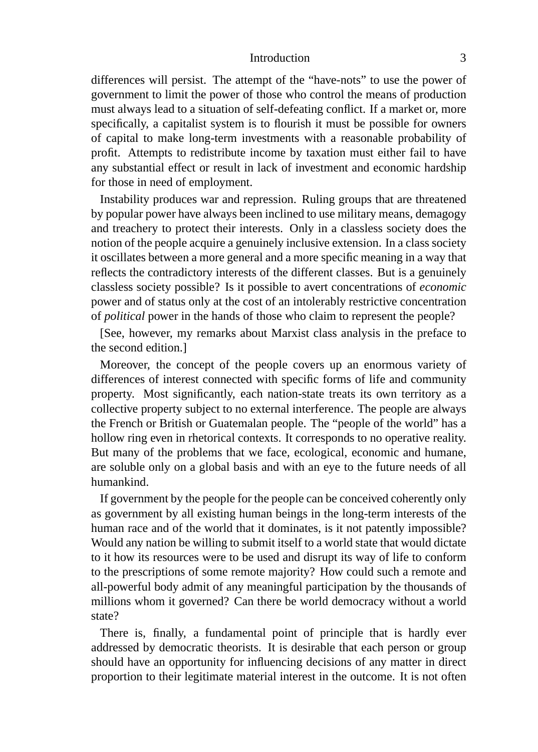differences will persist. The attempt of the "have-nots" to use the power of government to limit the power of those who control the means of production must always lead to a situation of self-defeating conflict. If a market or, more specifically, a capitalist system is to flourish it must be possible for owners of capital to make long-term investments with a reasonable probability of profit. Attempts to redistribute income by taxation must either fail to have any substantial effect or result in lack of investment and economic hardship for those in need of employment.

Instability produces war and repression. Ruling groups that are threatened by popular power have always been inclined to use military means, demagogy and treachery to protect their interests. Only in a classless society does the notion of the people acquire a genuinely inclusive extension. In a class society it oscillates between a more general and a more specific meaning in a way that reflects the contradictory interests of the different classes. But is a genuinely classless society possible? Is it possible to avert concentrations of *economic* power and of status only at the cost of an intolerably restrictive concentration of *political* power in the hands of those who claim to represent the people?

[See, however, my remarks about Marxist class analysis in the preface to the second edition.]

Moreover, the concept of the people covers up an enormous variety of differences of interest connected with specific forms of life and community property. Most significantly, each nation-state treats its own territory as a collective property subject to no external interference. The people are always the French or British or Guatemalan people. The "people of the world" has a hollow ring even in rhetorical contexts. It corresponds to no operative reality. But many of the problems that we face, ecological, economic and humane, are soluble only on a global basis and with an eye to the future needs of all humankind.

If government by the people for the people can be conceived coherently only as government by all existing human beings in the long-term interests of the human race and of the world that it dominates, is it not patently impossible? Would any nation be willing to submit itself to a world state that would dictate to it how its resources were to be used and disrupt its way of life to conform to the prescriptions of some remote majority? How could such a remote and all-powerful body admit of any meaningful participation by the thousands of millions whom it governed? Can there be world democracy without a world state?

There is, finally, a fundamental point of principle that is hardly ever addressed by democratic theorists. It is desirable that each person or group should have an opportunity for influencing decisions of any matter in direct proportion to their legitimate material interest in the outcome. It is not often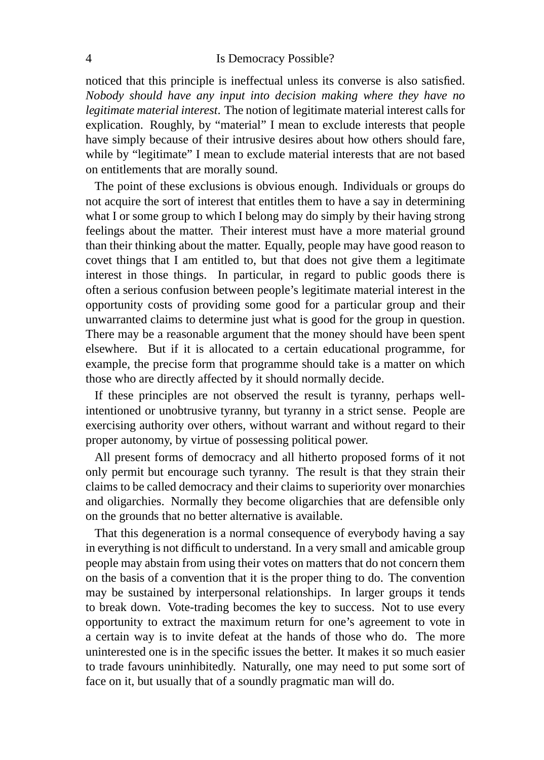noticed that this principle is ineffectual unless its converse is also satisfied. *Nobody should have any input into decision making where they have no legitimate material interest.* The notion of legitimate material interest calls for explication. Roughly, by "material" I mean to exclude interests that people have simply because of their intrusive desires about how others should fare, while by "legitimate" I mean to exclude material interests that are not based on entitlements that are morally sound.

The point of these exclusions is obvious enough. Individuals or groups do not acquire the sort of interest that entitles them to have a say in determining what I or some group to which I belong may do simply by their having strong feelings about the matter. Their interest must have a more material ground than their thinking about the matter. Equally, people may have good reason to covet things that I am entitled to, but that does not give them a legitimate interest in those things. In particular, in regard to public goods there is often a serious confusion between people's legitimate material interest in the opportunity costs of providing some good for a particular group and their unwarranted claims to determine just what is good for the group in question. There may be a reasonable argument that the money should have been spent elsewhere. But if it is allocated to a certain educational programme, for example, the precise form that programme should take is a matter on which those who are directly affected by it should normally decide.

If these principles are not observed the result is tyranny, perhaps well-intentioned or unobtrusive tyranny, but tyranny in a strict sense. People are exercising authority over others, without warrant and without regard to their proper autonomy, by virtue of possessing political power.

All present forms of democracy and all hitherto proposed forms of it not only permit but encourage such tyranny. The result is that they strain their claims to be called democracy and their claims to superiority over monarchies and oligarchies. Normally they become oligarchies that are defensible only on the grounds that no better alternative is available.

That this degeneration is a normal consequence of everybody having a say in everything is not difficult to understand. In a very small and amicable group people may abstain from using their votes on matters that do not concern them on the basis of a convention that it is the proper thing to do. The convention may be sustained by interpersonal relationships. In larger groups it tends to break down. Vote-trading becomes the key to success. Not to use every opportunity to extract the maximum return for one's agreement to vote in a certain way is to invite defeat at the hands of those who do. The more uninterested one is in the specific issues the better. It makes it so much easier to trade favours uninhibitedly. Naturally, one may need to put some sort of face on it, but usually that of a soundly pragmatic man will do.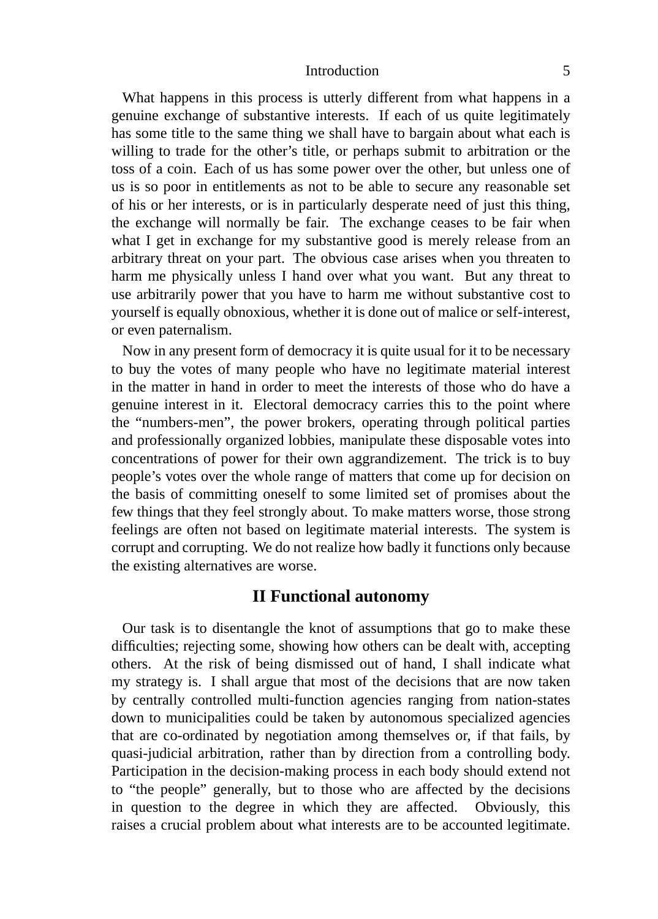What happens in this process is utterly different from what happens in a genuine exchange of substantive interests. If each of us quite legitimately has some title to the same thing we shall have to bargain about what each is willing to trade for the other's title, or perhaps submit to arbitration or the toss of a coin. Each of us has some power over the other, but unless one of us is so poor in entitlements as not to be able to secure any reasonable set of his or her interests, or is in particularly desperate need of just this thing, the exchange will normally be fair. The exchange ceases to be fair when what I get in exchange for my substantive good is merely release from an arbitrary threat on your part. The obvious case arises when you threaten to harm me physically unless I hand over what you want. But any threat to use arbitrarily power that you have to harm me without substantive cost to yourself is equally obnoxious, whether it is done out of malice or self-interest, or even paternalism.

Now in any present form of democracy it is quite usual for it to be necessary to buy the votes of many people who have no legitimate material interest in the matter in hand in order to meet the interests of those who do have a genuine interest in it. Electoral democracy carries this to the point where the "numbers-men", the power brokers, operating through political parties and professionally organized lobbies, manipulate these disposable votes into concentrations of power for their own aggrandizement. The trick is to buy people's votes over the whole range of matters that come up for decision on the basis of committing oneself to some limited set of promises about the few things that they feel strongly about. To make matters worse, those strong feelings are often not based on legitimate material interests. The system is corrupt and corrupting. We do not realize how badly it functions only because the existing alternatives are worse.

## II Functional autonomy

Our task is to disentangle the knot of assumptions that go to make these difficulties; rejecting some, showing how others can be dealt with, accepting others. At the risk of being dismissed out of hand, I shall indicate what my strategy is. I shall argue that most of the decisions that are now taken by centrally controlled multi-function agencies ranging from nation-states down to municipalities could be taken by autonomous specialized agencies that are co-ordinated by negotiation among themselves or, if that fails, by quasi-judicial arbitration, rather than by direction from a controlling body. Participation in the decision-making process in each body should extend not to "the people" generally, but to those who are affected by the decisions in question to the degree in which they are affected. Obviously, this raises a crucial problem about what interests are to be accounted legitimate.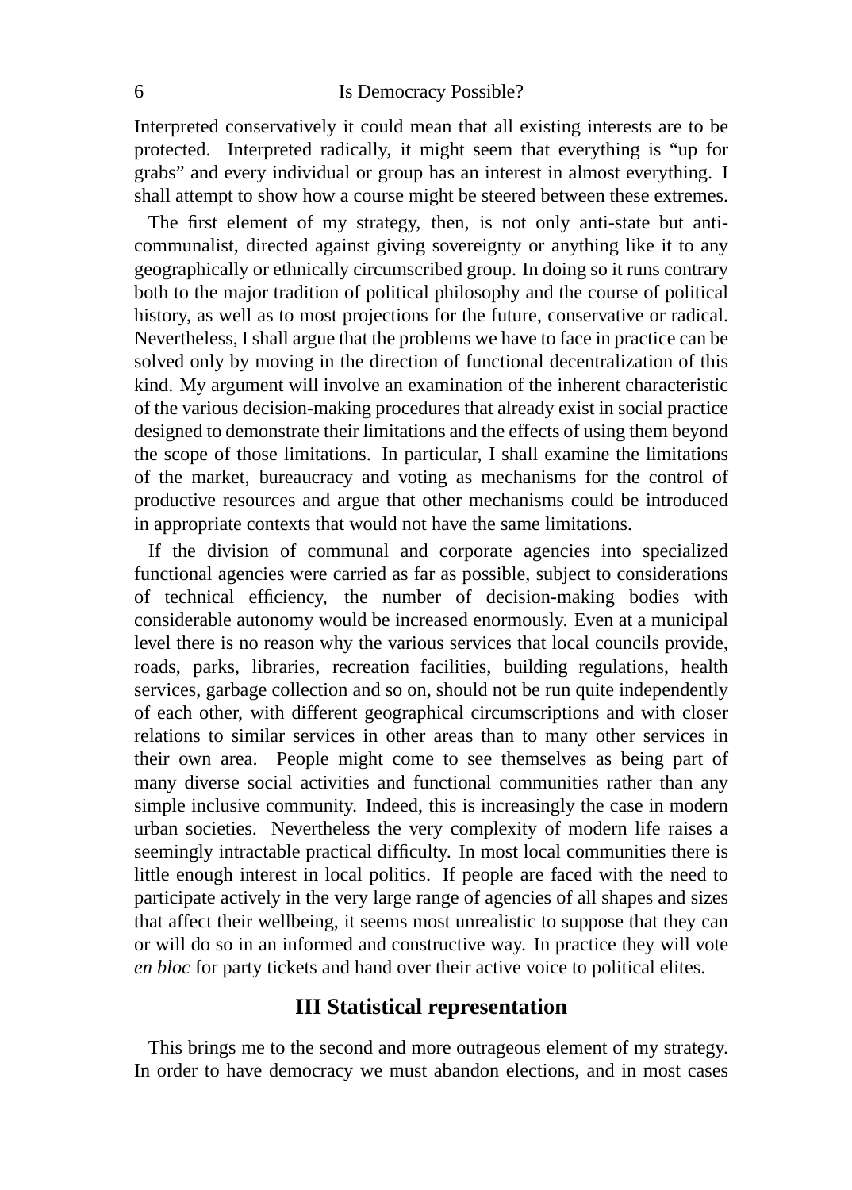Interpreted conservatively it could mean that all existing interests are to be protected. Interpreted radically, it might seem that everything is "up for grabs" and every individual or group has an interest in almost everything. I shall attempt to show how a course might be steered between these extremes.

The first element of my strategy, then, is not only anti-state but anti-communalist, directed against giving sovereignty or anything like it to any geographically or ethnically circumscribed group. In doing so it runs contrary both to the major tradition of political philosophy and the course of political history, as well as to most projections for the future, conservative or radical. Nevertheless, I shall argue that the problems we have to face in practice can be solved only by moving in the direction of functional decentralization of this kind. My argument will involve an examination of the inherent characteristic of the various decision-making procedures that already exist in social practice designed to demonstrate their limitations and the effects of using them beyond the scope of those limitations. In particular, I shall examine the limitations of the market, bureaucracy and voting as mechanisms for the control of productive resources and argue that other mechanisms could be introduced in appropriate contexts that would not have the same limitations.

If the division of communal and corporate agencies into specialized functional agencies were carried as far as possible, subject to considerations of technical efficiency, the number of decision-making bodies with considerable autonomy would be increased enormously. Even at a municipal level there is no reason why the various services that local councils provide, roads, parks, libraries, recreation facilities, building regulations, health services, garbage collection and so on, should not be run quite independently of each other, with different geographical circumscriptions and with closer relations to similar services in other areas than to many other services in their own area. People might come to see themselves as being part of many diverse social activities and functional communities rather than any simple inclusive community. Indeed, this is increasingly the case in modern urban societies. Nevertheless the very complexity of modern life raises a seemingly intractable practical difficulty. In most local communities there is little enough interest in local politics. If people are faced with the need to participate actively in the very large range of agencies of all shapes and sizes that affect their wellbeing, it seems most unrealistic to suppose that they can or will do so in an informed and constructive way. In practice they will vote *en bloc* for party tickets and hand over their active voice to political elites.

## III Statistical representation

This brings me to the second and more outrageous element of my strategy. In order to have democracy we must abandon elections, and in most cases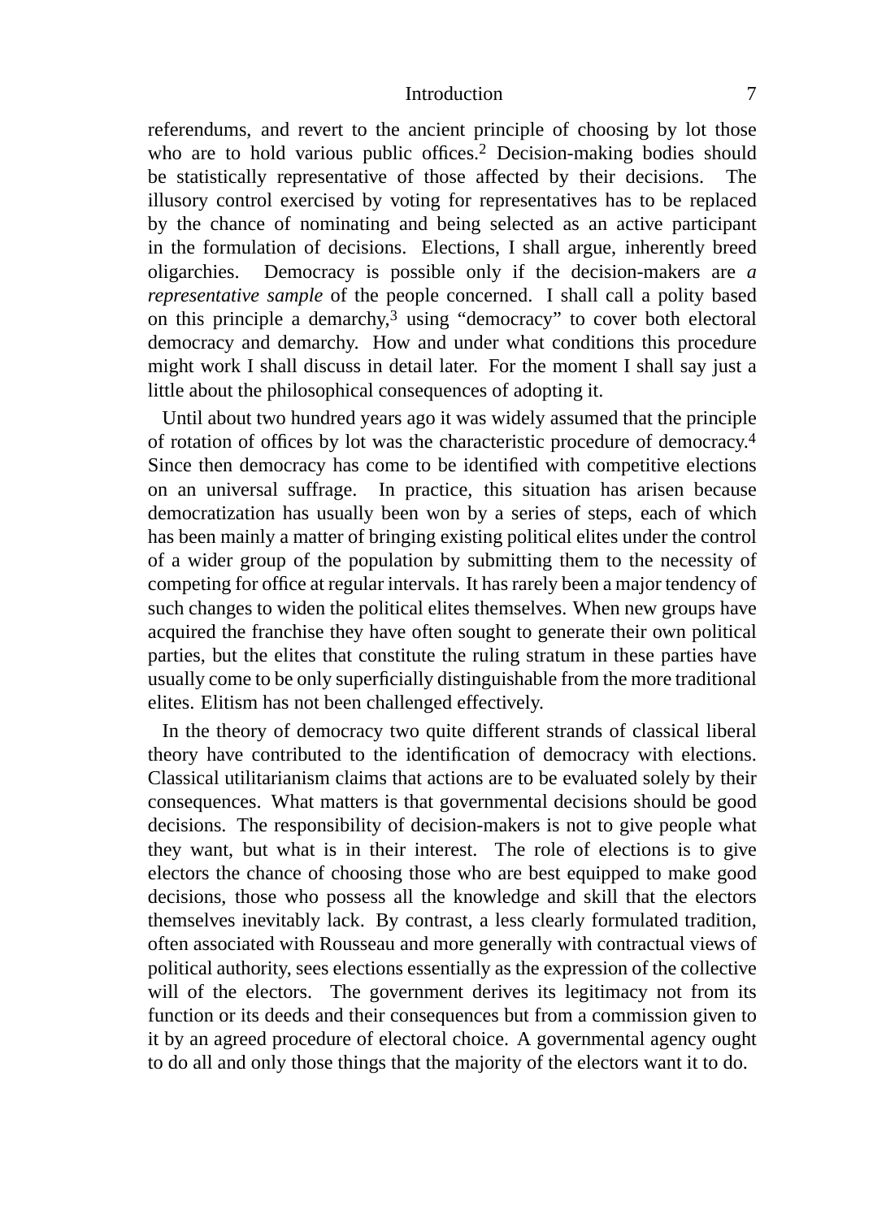referendums, and revert to the ancient principle of choosing by lot those who are to hold various public offices.[2] Decision-making bodies should be statistically representative of those affected by their decisions. The illusory control exercised by voting for representatives has to be replaced by the chance of nominating and being selected as an active participant in the formulation of decisions. Elections, I shall argue, inherently breed oligarchies. Democracy is possible only if the decision-makers are *a representative sample* of the people concerned. I shall call a polity based on this principle a demarchy,[3] using "democracy" to cover both electoral democracy and demarchy. How and under what conditions this procedure might work I shall discuss in detail later. For the moment I shall say just a little about the philosophical consequences of adopting it.

Until about two hundred years ago it was widely assumed that the principle of rotation of offices by lot was the characteristic procedure of democracy.[4] Since then democracy has come to be identified with competitive elections on an universal suffrage. In practice, this situation has arisen because democratization has usually been won by a series of steps, each of which has been mainly a matter of bringing existing political elites under the control of a wider group of the population by submitting them to the necessity of competing for office at regular intervals. It has rarely been a major tendency of such changes to widen the political elites themselves. When new groups have acquired the franchise they have often sought to generate their own political parties, but the elites that constitute the ruling stratum in these parties have usually come to be only superficially distinguishable from the more traditional elites. Elitism has not been challenged effectively.

In the theory of democracy two quite different strands of classical liberal theory have contributed to the identification of democracy with elections. Classical utilitarianism claims that actions are to be evaluated solely by their consequences. What matters is that governmental decisions should be good decisions. The responsibility of decision-makers is not to give people what they want, but what is in their interest. The role of elections is to give electors the chance of choosing those who are best equipped to make good decisions, those who possess all the knowledge and skill that the electors themselves inevitably lack. By contrast, a less clearly formulated tradition, often associated with Rousseau and more generally with contractual views of political authority, sees elections essentially as the expression of the collective will of the electors. The government derives its legitimacy not from its function or its deeds and their consequences but from a commission given to it by an agreed procedure of electoral choice. A governmental agency ought to do all and only those things that the majority of the electors want it to do.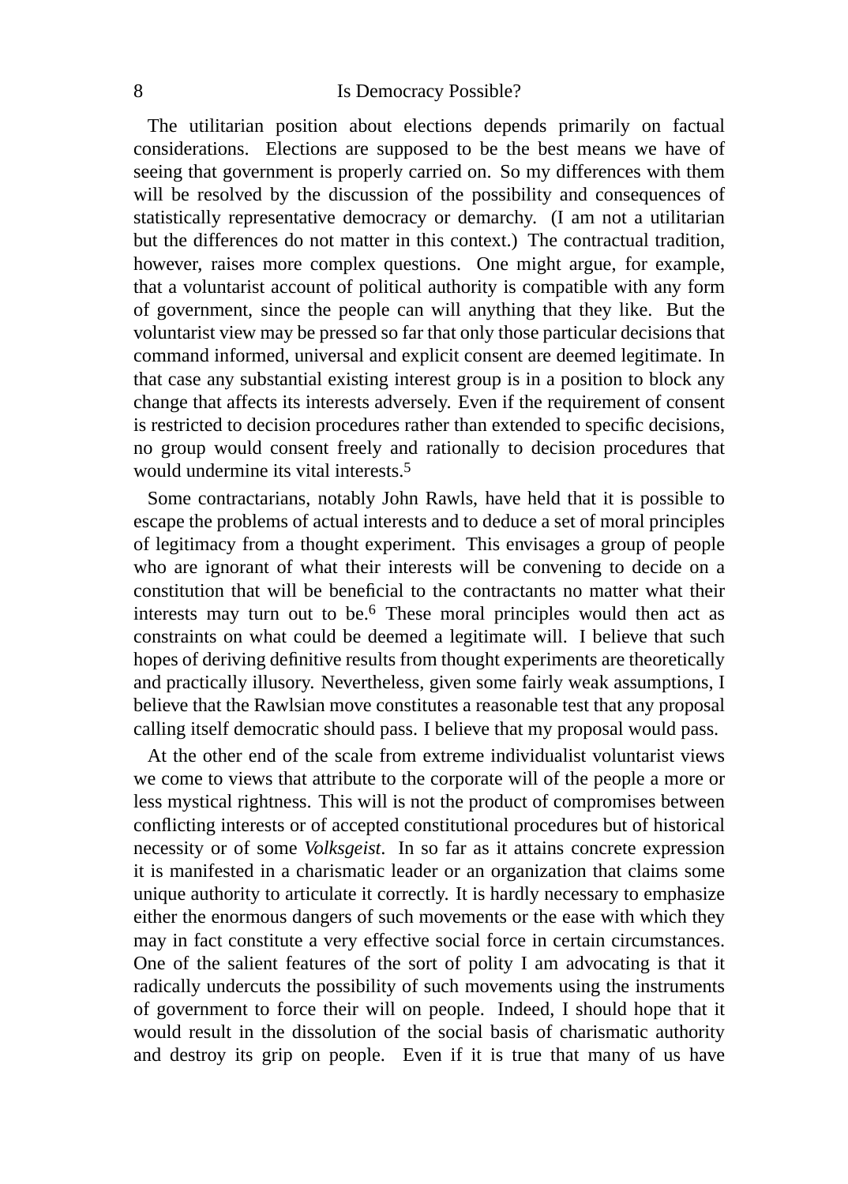The utilitarian position about elections depends primarily on factual considerations. Elections are supposed to be the best means we have of seeing that government is properly carried on. So my differences with them will be resolved by the discussion of the possibility and consequences of statistically representative democracy or demarchy. (I am not a utilitarian but the differences do not matter in this context.) The contractual tradition, however, raises more complex questions. One might argue, for example, that a voluntarist account of political authority is compatible with any form of government, since the people can will anything that they like. But the voluntarist view may be pressed so far that only those particular decisions that command informed, universal and explicit consent are deemed legitimate. In that case any substantial existing interest group is in a position to block any change that affects its interests adversely. Even if the requirement of consent is restricted to decision procedures rather than extended to specific decisions, no group would consent freely and rationally to decision procedures that would undermine its vital interests.[5]

Some contractarians, notably John Rawls, have held that it is possible to escape the problems of actual interests and to deduce a set of moral principles of legitimacy from a thought experiment. This envisages a group of people who are ignorant of what their interests will be convening to decide on a constitution that will be beneficial to the contractants no matter what their interests may turn out to be.[6] These moral principles would then act as constraints on what could be deemed a legitimate will. I believe that such hopes of deriving definitive results from thought experiments are theoretically and practically illusory. Nevertheless, given some fairly weak assumptions, I believe that the Rawlsian move constitutes a reasonable test that any proposal calling itself democratic should pass. I believe that my proposal would pass.

At the other end of the scale from extreme individualist voluntarist views we come to views that attribute to the corporate will of the people a more or less mystical rightness. This will is not the product of compromises between conflicting interests or of accepted constitutional procedures but of historical necessity or of some *Volksgeist*. In so far as it attains concrete expression it is manifested in a charismatic leader or an organization that claims some unique authority to articulate it correctly. It is hardly necessary to emphasize either the enormous dangers of such movements or the ease with which they may in fact constitute a very effective social force in certain circumstances. One of the salient features of the sort of polity I am advocating is that it radically undercuts the possibility of such movements using the instruments of government to force their will on people. Indeed, I should hope that it would result in the dissolution of the social basis of charismatic authority and destroy its grip on people. Even if it is true that many of us have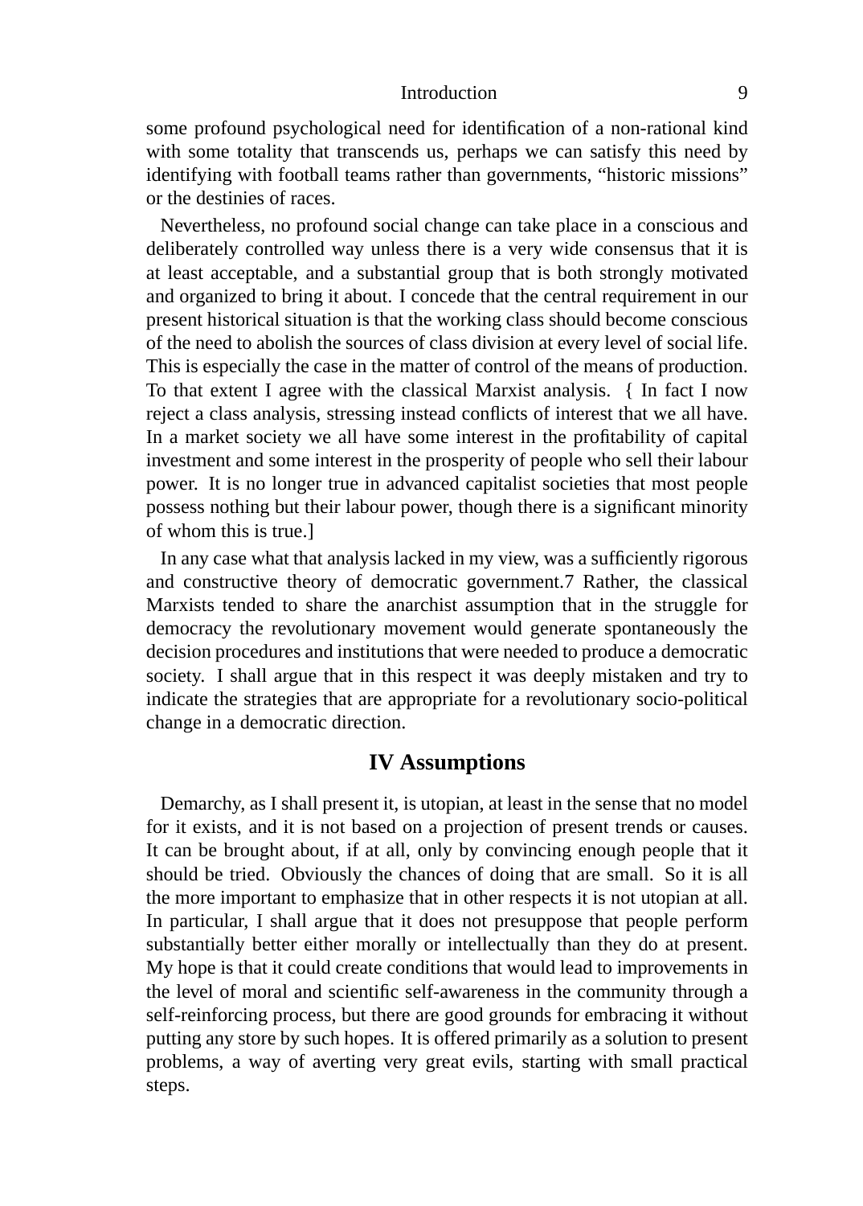some profound psychological need for identification of a non-rational kind with some totality that transcends us, perhaps we can satisfy this need by identifying with football teams rather than governments, "historic missions" or the destinies of races.

Nevertheless, no profound social change can take place in a conscious and deliberately controlled way unless there is a very wide consensus that it is at least acceptable, and a substantial group that is both strongly motivated and organized to bring it about. I concede that the central requirement in our present historical situation is that the working class should become conscious of the need to abolish the sources of class division at every level of social life. This is especially the case in the matter of control of the means of production. To that extent I agree with the classical Marxist analysis. { In fact I now reject a class analysis, stressing instead conflicts of interest that we all have. In a market society we all have some interest in the profitability of capital investment and some interest in the prosperity of people who sell their labour power. It is no longer true in advanced capitalist societies that most people possess nothing but their labour power, though there is a significant minority of whom this is true.]

In any case what that analysis lacked in my view, was a sufficiently rigorous and constructive theory of democratic government.7 Rather, the classical Marxists tended to share the anarchist assumption that in the struggle for democracy the revolutionary movement would generate spontaneously the decision procedures and institutions that were needed to produce a democratic society. I shall argue that in this respect it was deeply mistaken and try to indicate the strategies that are appropriate for a revolutionary socio-political change in a democratic direction.

## IV Assumptions

Demarchy, as I shall present it, is utopian, at least in the sense that no model for it exists, and it is not based on a projection of present trends or causes. It can be brought about, if at all, only by convincing enough people that it should be tried. Obviously the chances of doing that are small. So it is all the more important to emphasize that in other respects it is not utopian at all. In particular, I shall argue that it does not presuppose that people perform substantially better either morally or intellectually than they do at present. My hope is that it could create conditions that would lead to improvements in the level of moral and scientific self-awareness in the community through a self-reinforcing process, but there are good grounds for embracing it without putting any store by such hopes. It is offered primarily as a solution to present problems, a way of averting very great evils, starting with small practical steps.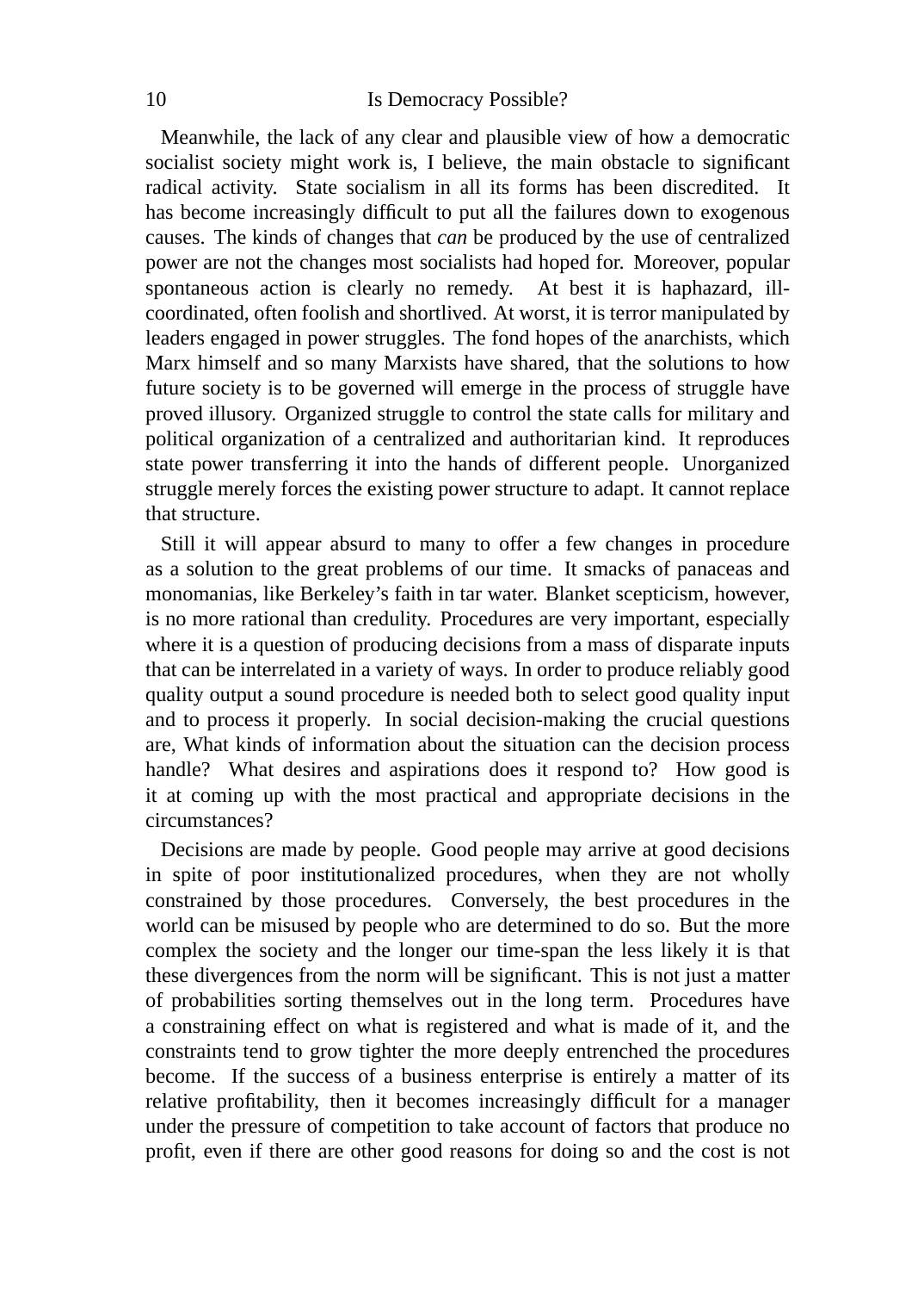Meanwhile, the lack of any clear and plausible view of how a democratic socialist society might work is, I believe, the main obstacle to significant radical activity. State socialism in all its forms has been discredited. It has become increasingly difficult to put all the failures down to exogenous causes. The kinds of changes that *can* be produced by the use of centralized power are not the changes most socialists had hoped for. Moreover, popular spontaneous action is clearly no remedy. At best it is haphazard, ill-coordinated, often foolish and shortlived. At worst, it is terror manipulated by leaders engaged in power struggles. The fond hopes of the anarchists, which Marx himself and so many Marxists have shared, that the solutions to how future society is to be governed will emerge in the process of struggle have proved illusory. Organized struggle to control the state calls for military and political organization of a centralized and authoritarian kind. It reproduces state power transferring it into the hands of different people. Unorganized struggle merely forces the existing power structure to adapt. It cannot replace that structure.

Still it will appear absurd to many to offer a few changes in procedure as a solution to the great problems of our time. It smacks of panaceas and monomanias, like Berkeley's faith in tar water. Blanket scepticism, however, is no more rational than credulity. Procedures are very important, especially where it is a question of producing decisions from a mass of disparate inputs that can be interrelated in a variety of ways. In order to produce reliably good quality output a sound procedure is needed both to select good quality input and to process it properly. In social decision-making the crucial questions are, What kinds of information about the situation can the decision process handle? What desires and aspirations does it respond to? How good is it at coming up with the most practical and appropriate decisions in the circumstances?

Decisions are made by people. Good people may arrive at good decisions in spite of poor institutionalized procedures, when they are not wholly constrained by those procedures. Conversely, the best procedures in the world can be misused by people who are determined to do so. But the more complex the society and the longer our time-span the less likely it is that these divergences from the norm will be significant. This is not just a matter of probabilities sorting themselves out in the long term. Procedures have a constraining effect on what is registered and what is made of it, and the constraints tend to grow tighter the more deeply entrenched the procedures become. If the success of a business enterprise is entirely a matter of its relative profitability, then it becomes increasingly difficult for a manager under the pressure of competition to take account of factors that produce no profit, even if there are other good reasons for doing so and the cost is not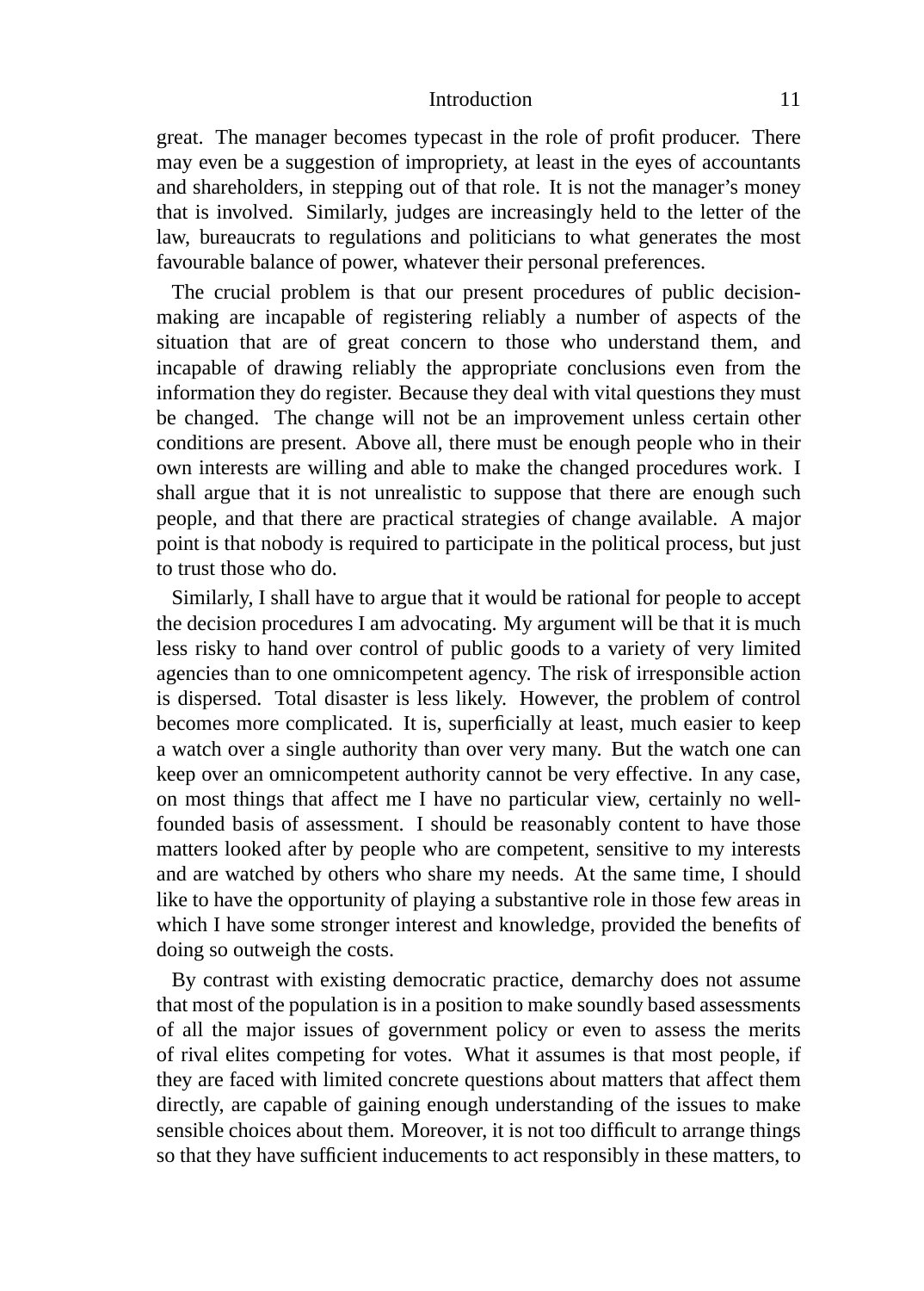great. The manager becomes typecast in the role of profit producer. There may even be a suggestion of impropriety, at least in the eyes of accountants and shareholders, in stepping out of that role. It is not the manager's money that is involved. Similarly, judges are increasingly held to the letter of the law, bureaucrats to regulations and politicians to what generates the most favourable balance of power, whatever their personal preferences.

The crucial problem is that our present procedures of public decision-making are incapable of registering reliably a number of aspects of the situation that are of great concern to those who understand them, and incapable of drawing reliably the appropriate conclusions even from the information they do register. Because they deal with vital questions they must be changed. The change will not be an improvement unless certain other conditions are present. Above all, there must be enough people who in their own interests are willing and able to make the changed procedures work. I shall argue that it is not unrealistic to suppose that there are enough such people, and that there are practical strategies of change available. A major point is that nobody is required to participate in the political process, but just to trust those who do.

Similarly, I shall have to argue that it would be rational for people to accept the decision procedures I am advocating. My argument will be that it is much less risky to hand over control of public goods to a variety of very limited agencies than to one omnicompetent agency. The risk of irresponsible action is dispersed. Total disaster is less likely. However, the problem of control becomes more complicated. It is, superficially at least, much easier to keep a watch over a single authority than over very many. But the watch one can keep over an omnicompetent authority cannot be very effective. In any case, on most things that affect me I have no particular view, certainly no well-founded basis of assessment. I should be reasonably content to have those matters looked after by people who are competent, sensitive to my interests and are watched by others who share my needs. At the same time, I should like to have the opportunity of playing a substantive role in those few areas in which I have some stronger interest and knowledge, provided the benefits of doing so outweigh the costs.

By contrast with existing democratic practice, demarchy does not assume that most of the population is in a position to make soundly based assessments of all the major issues of government policy or even to assess the merits of rival elites competing for votes. What it assumes is that most people, if they are faced with limited concrete questions about matters that affect them directly, are capable of gaining enough understanding of the issues to make sensible choices about them. Moreover, it is not too difficult to arrange things so that they have sufficient inducements to act responsibly in these matters, to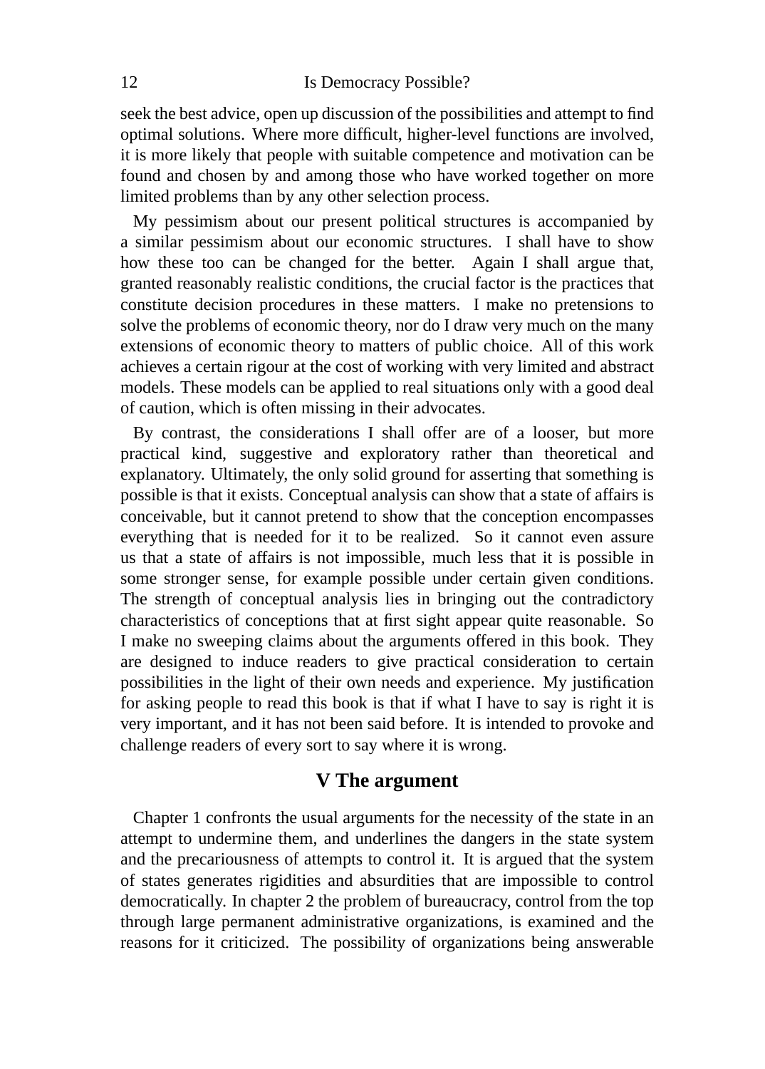seek the best advice, open up discussion of the possibilities and attempt to find optimal solutions. Where more difficult, higher-level functions are involved, it is more likely that people with suitable competence and motivation can be found and chosen by and among those who have worked together on more limited problems than by any other selection process.

My pessimism about our present political structures is accompanied by a similar pessimism about our economic structures. I shall have to show how these too can be changed for the better. Again I shall argue that, granted reasonably realistic conditions, the crucial factor is the practices that constitute decision procedures in these matters. I make no pretensions to solve the problems of economic theory, nor do I draw very much on the many extensions of economic theory to matters of public choice. All of this work achieves a certain rigour at the cost of working with very limited and abstract models. These models can be applied to real situations only with a good deal of caution, which is often missing in their advocates.

By contrast, the considerations I shall offer are of a looser, but more practical kind, suggestive and exploratory rather than theoretical and explanatory. Ultimately, the only solid ground for asserting that something is possible is that it exists. Conceptual analysis can show that a state of affairs is conceivable, but it cannot pretend to show that the conception encompasses everything that is needed for it to be realized. So it cannot even assure us that a state of affairs is not impossible, much less that it is possible in some stronger sense, for example possible under certain given conditions. The strength of conceptual analysis lies in bringing out the contradictory characteristics of conceptions that at first sight appear quite reasonable. So I make no sweeping claims about the arguments offered in this book. They are designed to induce readers to give practical consideration to certain possibilities in the light of their own needs and experience. My justification for asking people to read this book is that if what I have to say is right it is very important, and it has not been said before. It is intended to provoke and challenge readers of every sort to say where it is wrong.

## V The argument

Chapter 1 confronts the usual arguments for the necessity of the state in an attempt to undermine them, and underlines the dangers in the state system and the precariousness of attempts to control it. It is argued that the system of states generates rigidities and absurdities that are impossible to control democratically. In chapter 2 the problem of bureaucracy, control from the top through large permanent administrative organizations, is examined and the reasons for it criticized. The possibility of organizations being answerable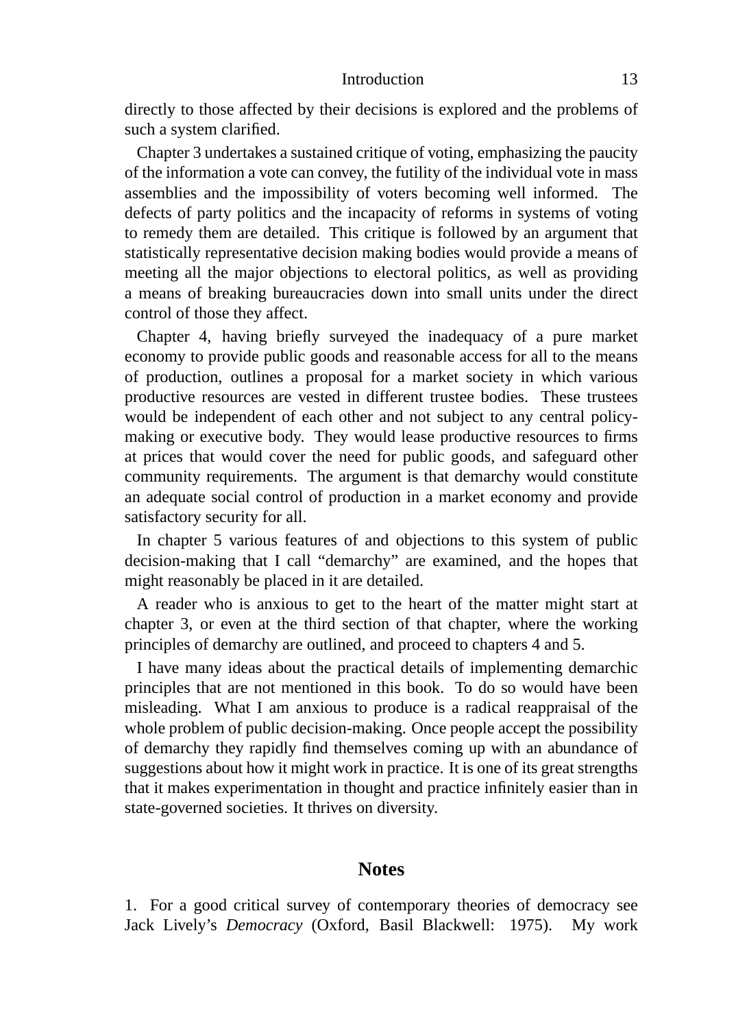directly to those affected by their decisions is explored and the problems of such a system clarified.

Chapter 3 undertakes a sustained critique of voting, emphasizing the paucity of the information a vote can convey, the futility of the individual vote in mass assemblies and the impossibility of voters becoming well informed. The defects of party politics and the incapacity of reforms in systems of voting to remedy them are detailed. This critique is followed by an argument that statistically representative decision making bodies would provide a means of meeting all the major objections to electoral politics, as well as providing a means of breaking bureaucracies down into small units under the direct control of those they affect.

Chapter 4, having briefly surveyed the inadequacy of a pure market economy to provide public goods and reasonable access for all to the means of production, outlines a proposal for a market society in which various productive resources are vested in different trustee bodies. These trustees would be independent of each other and not subject to any central policy-making or executive body. They would lease productive resources to firms at prices that would cover the need for public goods, and safeguard other community requirements. The argument is that demarchy would constitute an adequate social control of production in a market economy and provide satisfactory security for all.

In chapter 5 various features of and objections to this system of public decision-making that I call "demarchy" are examined, and the hopes that might reasonably be placed in it are detailed.

A reader who is anxious to get to the heart of the matter might start at chapter 3, or even at the third section of that chapter, where the working principles of demarchy are outlined, and proceed to chapters 4 and 5.

I have many ideas about the practical details of implementing demarchic principles that are not mentioned in this book. To do so would have been misleading. What I am anxious to produce is a radical reappraisal of the whole problem of public decision-making. Once people accept the possibility of demarchy they rapidly find themselves coming up with an abundance of suggestions about how it might work in practice. It is one of its great strengths that it makes experimentation in thought and practice infinitely easier than in state-governed societies. It thrives on diversity.

## Notes

1. For a good critical survey of contemporary theories of democracy see Jack Lively's *Democracy* (Oxford, Basil Blackwell: 1975). My work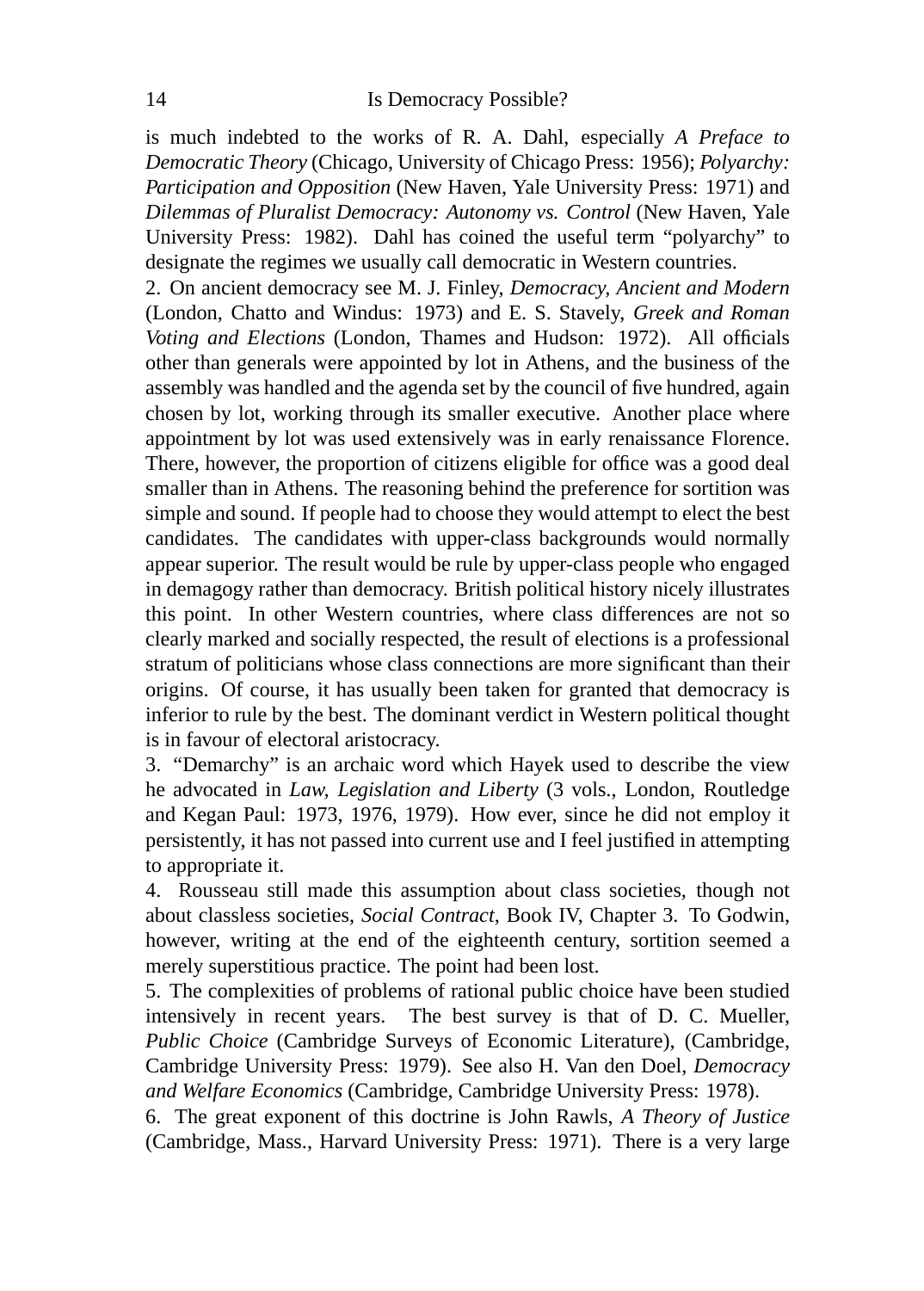is much indebted to the works of R. A. Dahl, especially *A Preface to Democratic Theory* (Chicago, University of Chicago Press: 1956); *Polyarchy: Participation and Opposition* (New Haven, Yale University Press: 1971) and *Dilemmas of Pluralist Democracy: Autonomy vs. Control* (New Haven, Yale University Press: 1982). Dahl has coined the useful term "polyarchy" to designate the regimes we usually call democratic in Western countries.

2. On ancient democracy see M. J. Finley, *Democracy, Ancient and Modern* (London, Chatto and Windus: 1973) and E. S. Stavely, *Greek and Roman Voting and Elections* (London, Thames and Hudson: 1972). All officials other than generals were appointed by lot in Athens, and the business of the assembly was handled and the agenda set by the council of five hundred, again chosen by lot, working through its smaller executive. Another place where appointment by lot was used extensively was in early renaissance Florence. There, however, the proportion of citizens eligible for office was a good deal smaller than in Athens. The reasoning behind the preference for sortition was simple and sound. If people had to choose they would attempt to elect the best candidates. The candidates with upper-class backgrounds would normally appear superior. The result would be rule by upper-class people who engaged in demagogy rather than democracy. British political history nicely illustrates this point. In other Western countries, where class differences are not so clearly marked and socially respected, the result of elections is a professional stratum of politicians whose class connections are more significant than their origins. Of course, it has usually been taken for granted that democracy is inferior to rule by the best. The dominant verdict in Western political thought is in favour of electoral aristocracy.

3. "Demarchy" is an archaic word which Hayek used to describe the view he advocated in *Law, Legislation and Liberty* (3 vols., London, Routledge and Kegan Paul: 1973, 1976, 1979). How ever, since he did not employ it persistently, it has not passed into current use and I feel justified in attempting to appropriate it.

4. Rousseau still made this assumption about class societies, though not about classless societies, *Social Contract*, Book IV, Chapter 3. To Godwin, however, writing at the end of the eighteenth century, sortition seemed a merely superstitious practice. The point had been lost.

5. The complexities of problems of rational public choice have been studied intensively in recent years. The best survey is that of D. C. Mueller, *Public Choice* (Cambridge Surveys of Economic Literature), (Cambridge, Cambridge University Press: 1979). See also H. Van den Doel, *Democracy and Welfare Economics* (Cambridge, Cambridge University Press: 1978).

6. The great exponent of this doctrine is John Rawls, *A Theory of Justice* (Cambridge, Mass., Harvard University Press: 1971). There is a very large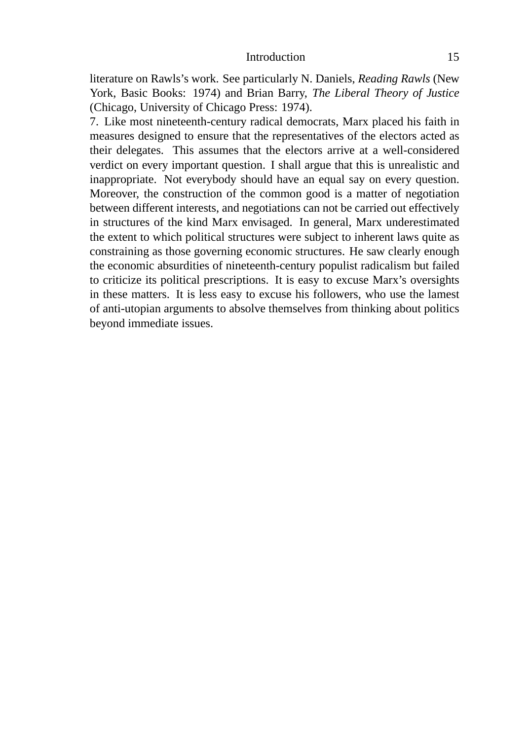literature on Rawls's work. See particularly N. Daniels, *Reading Rawls* (New York, Basic Books: 1974) and Brian Barry, *The Liberal Theory of Justice* (Chicago, University of Chicago Press: 1974).

7. Like most nineteenth-century radical democrats, Marx placed his faith in measures designed to ensure that the representatives of the electors acted as their delegates. This assumes that the electors arrive at a well-considered verdict on every important question. I shall argue that this is unrealistic and inappropriate. Not everybody should have an equal say on every question. Moreover, the construction of the common good is a matter of negotiation between different interests, and negotiations can not be carried out effectively in structures of the kind Marx envisaged. In general, Marx underestimated the extent to which political structures were subject to inherent laws quite as constraining as those governing economic structures. He saw clearly enough the economic absurdities of nineteenth-century populist radicalism but failed to criticize its political prescriptions. It is easy to excuse Marx's oversights in these matters. It is less easy to excuse his followers, who use the lamest of anti-utopian arguments to absolve themselves from thinking about politics beyond immediate issues.